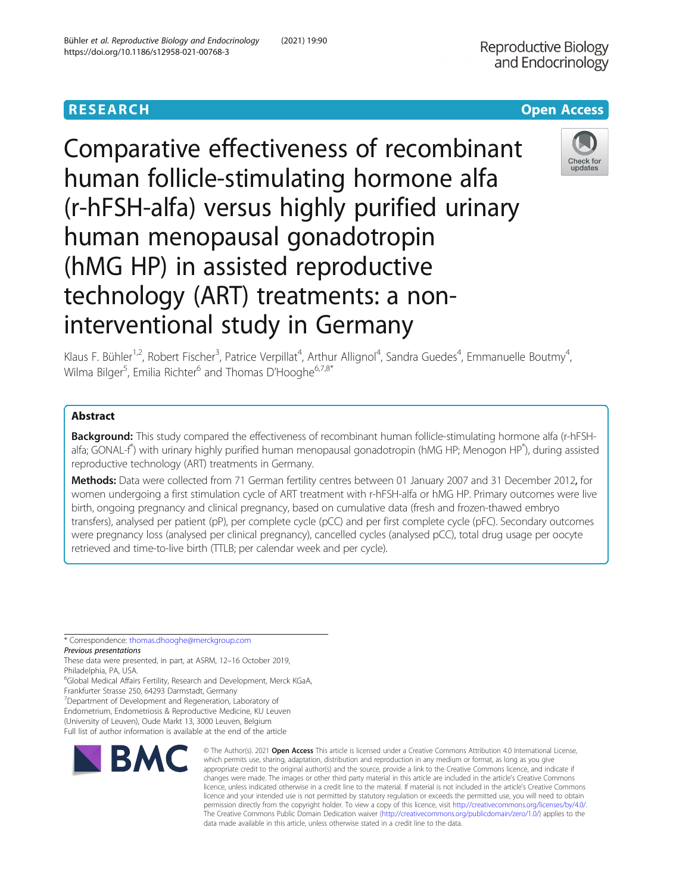RESEARCH

Open Access

# Comparative effectiveness of recombinant human follicle-stimulating hormone alfa (r-hFSH-alfa) versus highly purified urinary human menopausal gonadotropin (hMG HP) in assisted reproductive technology (ART) treatments: a non-interventional study in Germany

Klaus F. Bühler[1,2], Robert Fischer[3], Patrice Verpillat[4], Arthur Allignol[4], Sandra Guedes[4], Emmanuelle Boutmy[4], Wilma Bilger[5], Emilia Richter[6] and Thomas D'Hooghe[6,7,8*]

## Abstract

**Background:** This study compared the effectiveness of recombinant human follicle-stimulating hormone alfa (r-hFSH-alfa; GONAL-f®) with urinary highly purified human menopausal gonadotropin (hMG HP; Menogon HP®), during assisted reproductive technology (ART) treatments in Germany.

**Methods:** Data were collected from 71 German fertility centres between 01 January 2007 and 31 December 2012, for women undergoing a first stimulation cycle of ART treatment with r-hFSH-alfa or hMG HP. Primary outcomes were live birth, ongoing pregnancy and clinical pregnancy, based on cumulative data (fresh and frozen-thawed embryo transfers), analysed per patient (pP), per complete cycle (pCC) and per first complete cycle (pFC). Secondary outcomes were pregnancy loss (analysed per clinical pregnancy), cancelled cycles (analysed pCC), total drug usage per oocyte retrieved and time-to-live birth (TTLB; per calendar week and per cycle).

\* Correspondence: thomas.dhooghe@merckgroup.com

*Previous presentations*

These data were presented, in part, at ASRM, 12–16 October 2019, Philadelphia, PA, USA.

[6]Global Medical Affairs Fertility, Research and Development, Merck KGaA, Frankfurter Strasse 250, 64293 Darmstadt, Germany

[7]Department of Development and Regeneration, Laboratory of Endometrium, Endometriosis & Reproductive Medicine, KU Leuven (University of Leuven), Oude Markt 13, 3000 Leuven, Belgium

Full list of author information is available at the end of the article

© The Author(s). 2021 **Open Access** This article is licensed under a Creative Commons Attribution 4.0 International License, which permits use, sharing, adaptation, distribution and reproduction in any medium or format, as long as you give appropriate credit to the original author(s) and the source, provide a link to the Creative Commons licence, and indicate if changes were made. The images or other third party material in this article are included in the article's Creative Commons licence, unless indicated otherwise in a credit line to the material. If material is not included in the article's Creative Commons licence and your intended use is not permitted by statutory regulation or exceeds the permitted use, you will need to obtain permission directly from the copyright holder. To view a copy of this licence, visit http://creativecommons.org/licenses/by/4.0/. The Creative Commons Public Domain Dedication waiver (http://creativecommons.org/publicdomain/zero/1.0/) applies to the data made available in this article, unless otherwise stated in a credit line to the data.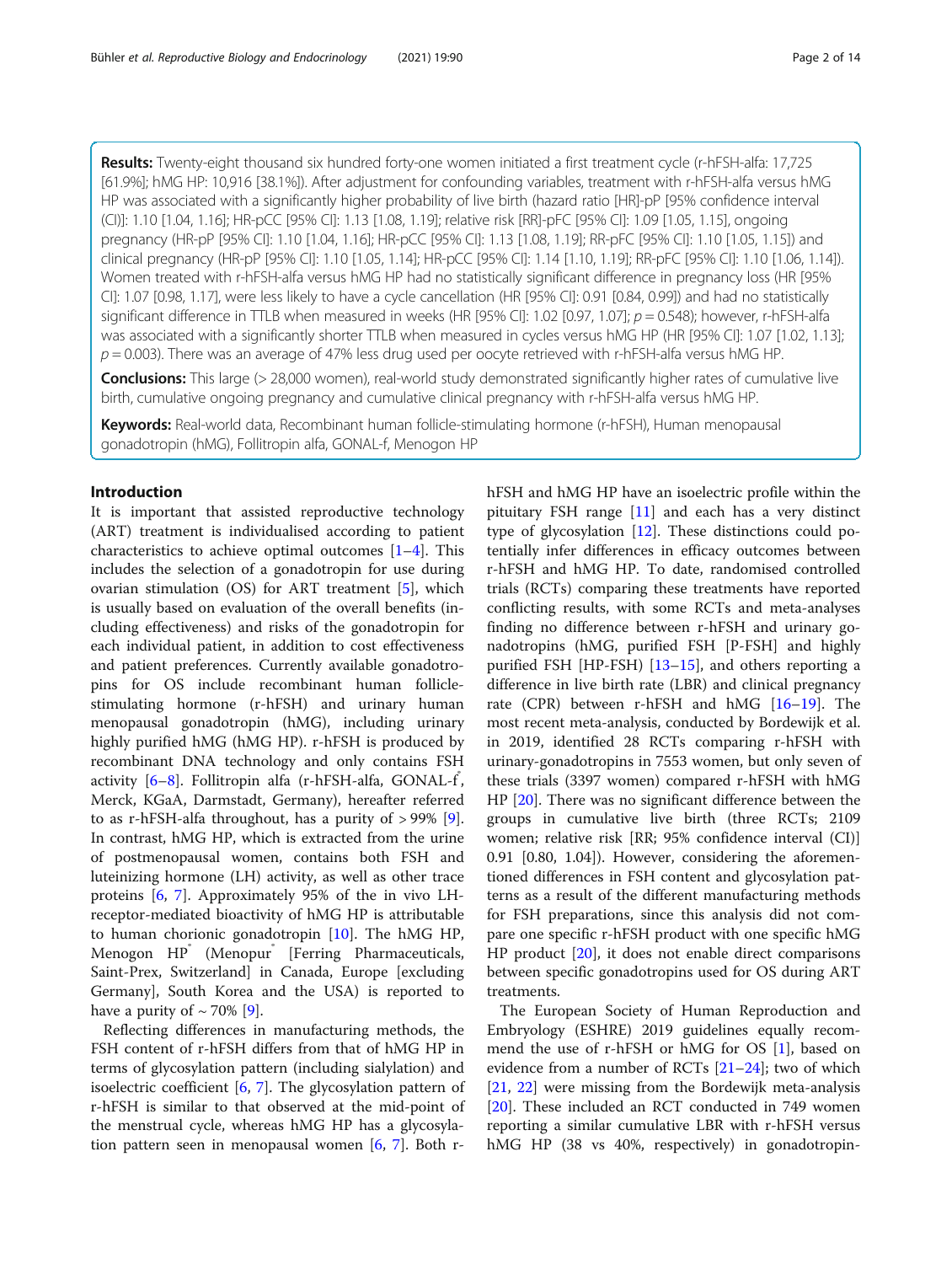**Results:** Twenty-eight thousand six hundred forty-one women initiated a first treatment cycle (r-hFSH-alfa: 17,725 [61.9%]; hMG HP: 10,916 [38.1%]). After adjustment for confounding variables, treatment with r-hFSH-alfa versus hMG HP was associated with a significantly higher probability of live birth (hazard ratio [HR]-pP [95% confidence interval (CI)]: 1.10 [1.04, 1.16]; HR-pCC [95% CI]: 1.13 [1.08, 1.19]; relative risk [RR]-pFC [95% CI]: 1.09 [1.05, 1.15], ongoing pregnancy (HR-pP [95% CI]: 1.10 [1.04, 1.16]; HR-pCC [95% CI]: 1.13 [1.08, 1.19]; RR-pFC [95% CI]: 1.10 [1.05, 1.15]) and clinical pregnancy (HR-pP [95% CI]: 1.10 [1.05, 1.14]; HR-pCC [95% CI]: 1.14 [1.10, 1.19]; RR-pFC [95% CI]: 1.10 [1.06, 1.14]). Women treated with r-hFSH-alfa versus hMG HP had no statistically significant difference in pregnancy loss (HR [95% CI]: 1.07 [0.98, 1.17], were less likely to have a cycle cancellation (HR [95% CI]: 0.91 [0.84, 0.99]) and had no statistically significant difference in TTLB when measured in weeks (HR [95% CI]: 1.02 [0.97, 1.07]; $p = 0.548$); however, r-hFSH-alfa was associated with a significantly shorter TTLB when measured in cycles versus hMG HP (HR [95% CI]: 1.07 [1.02, 1.13]; $p = 0.003$). There was an average of 47% less drug used per oocyte retrieved with r-hFSH-alfa versus hMG HP.

**Conclusions:** This large (> 28,000 women), real-world study demonstrated significantly higher rates of cumulative live birth, cumulative ongoing pregnancy and cumulative clinical pregnancy with r-hFSH-alfa versus hMG HP.

**Keywords:** Real-world data, Recombinant human follicle-stimulating hormone (r-hFSH), Human menopausal gonadotropin (hMG), Follitropin alfa, GONAL-f, Menogon HP

## Introduction

It is important that assisted reproductive technology (ART) treatment is individualised according to patient characteristics to achieve optimal outcomes [1–4]. This includes the selection of a gonadotropin for use during ovarian stimulation (OS) for ART treatment [5], which is usually based on evaluation of the overall benefits (including effectiveness) and risks of the gonadotropin for each individual patient, in addition to cost effectiveness and patient preferences. Currently available gonadotropins for OS include recombinant human follicle-stimulating hormone (r-hFSH) and urinary human menopausal gonadotropin (hMG), including urinary highly purified hMG (hMG HP). r-hFSH is produced by recombinant DNA technology and only contains FSH activity [6–8]. Follitropin alfa (r-hFSH-alfa, GONAL-f®, Merck, KGaA, Darmstadt, Germany), hereafter referred to as r-hFSH-alfa throughout, has a purity of > 99% [9]. In contrast, hMG HP, which is extracted from the urine of postmenopausal women, contains both FSH and luteinizing hormone (LH) activity, as well as other trace proteins [6, 7]. Approximately 95% of the in vivo LH-receptor-mediated bioactivity of hMG HP is attributable to human chorionic gonadotropin [10]. The hMG HP, Menogon HP® (Menopur® [Ferring Pharmaceuticals, Saint-Prex, Switzerland] in Canada, Europe [excluding Germany], South Korea and the USA) is reported to have a purity of ~ 70% [9].

Reflecting differences in manufacturing methods, the FSH content of r-hFSH differs from that of hMG HP in terms of glycosylation pattern (including sialylation) and isoelectric coefficient [6, 7]. The glycosylation pattern of r-hFSH is similar to that observed at the mid-point of the menstrual cycle, whereas hMG HP has a glycosylation pattern seen in menopausal women [6, 7]. Both r-hFSH and hMG HP have an isoelectric profile within the pituitary FSH range [11] and each has a very distinct type of glycosylation [12]. These distinctions could potentially infer differences in efficacy outcomes between r-hFSH and hMG HP. To date, randomised controlled trials (RCTs) comparing these treatments have reported conflicting results, with some RCTs and meta-analyses finding no difference between r-hFSH and urinary gonadotropins (hMG, purified FSH [P-FSH] and highly purified FSH [HP-FSH]) [13–15], and others reporting a difference in live birth rate (LBR) and clinical pregnancy rate (CPR) between r-hFSH and hMG [16–19]. The most recent meta-analysis, conducted by Bordewijk et al. in 2019, identified 28 RCTs comparing r-hFSH with urinary-gonadotropins in 7553 women, but only seven of these trials (3397 women) compared r-hFSH with hMG HP [20]. There was no significant difference between the groups in cumulative live birth (three RCTs; 2109 women; relative risk [RR; 95% confidence interval (CI)] 0.91 [0.80, 1.04]). However, considering the aforementioned differences in FSH content and glycosylation patterns as a result of the different manufacturing methods for FSH preparations, since this analysis did not compare one specific r-hFSH product with one specific hMG HP product [20], it does not enable direct comparisons between specific gonadotropins used for OS during ART treatments.

The European Society of Human Reproduction and Embryology (ESHRE) 2019 guidelines equally recommend the use of r-hFSH or hMG for OS [1], based on evidence from a number of RCTs [21–24]; two of which [21, 22] were missing from the Bordewijk meta-analysis [20]. These included an RCT conducted in 749 women reporting a similar cumulative LBR with r-hFSH versus hMG HP (38 vs 40%, respectively) in gonadotropin-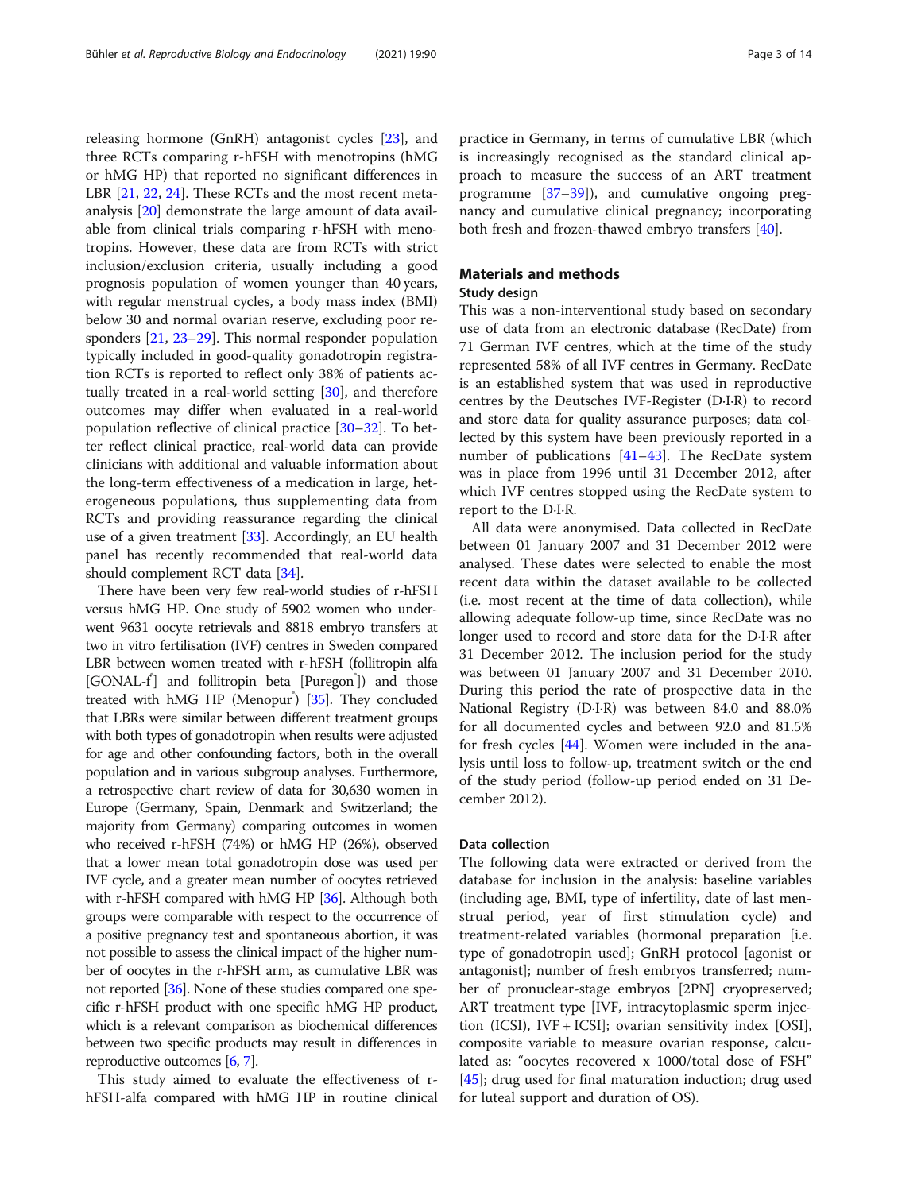releasing hormone (GnRH) antagonist cycles [23], and three RCTs comparing r-hFSH with menotropins (hMG or hMG HP) that reported no significant differences in LBR [21, 22, 24]. These RCTs and the most recent meta-analysis [20] demonstrate the large amount of data available from clinical trials comparing r-hFSH with menotropins. However, these data are from RCTs with strict inclusion/exclusion criteria, usually including a good prognosis population of women younger than 40 years, with regular menstrual cycles, a body mass index (BMI) below 30 and normal ovarian reserve, excluding poor responders [21, 23–29]. This normal responder population typically included in good-quality gonadotropin registration RCTs is reported to reflect only 38% of patients actually treated in a real-world setting [30], and therefore outcomes may differ when evaluated in a real-world population reflective of clinical practice [30–32]. To better reflect clinical practice, real-world data can provide clinicians with additional and valuable information about the long-term effectiveness of a medication in large, heterogeneous populations, thus supplementing data from RCTs and providing reassurance regarding the clinical use of a given treatment [33]. Accordingly, an EU health panel has recently recommended that real-world data should complement RCT data [34].

There have been very few real-world studies of r-hFSH versus hMG HP. One study of 5902 women who underwent 9631 oocyte retrievals and 8818 embryo transfers at two in vitro fertilisation (IVF) centres in Sweden compared LBR between women treated with r-hFSH (follitropin alfa [GONAL-f®] and follitropin beta [Puregon®]) and those treated with hMG HP (Menopur®) [35]. They concluded that LBRs were similar between different treatment groups with both types of gonadotropin when results were adjusted for age and other confounding factors, both in the overall population and in various subgroup analyses. Furthermore, a retrospective chart review of data for 30,630 women in Europe (Germany, Spain, Denmark and Switzerland; the majority from Germany) comparing outcomes in women who received r-hFSH (74%) or hMG HP (26%), observed that a lower mean total gonadotropin dose was used per IVF cycle, and a greater mean number of oocytes retrieved with r-hFSH compared with hMG HP [36]. Although both groups were comparable with respect to the occurrence of a positive pregnancy test and spontaneous abortion, it was not possible to assess the clinical impact of the higher number of oocytes in the r-hFSH arm, as cumulative LBR was not reported [36]. None of these studies compared one specific r-hFSH product with one specific hMG HP product, which is a relevant comparison as biochemical differences between two specific products may result in differences in reproductive outcomes [6, 7].

This study aimed to evaluate the effectiveness of r-hFSH-alfa compared with hMG HP in routine clinical practice in Germany, in terms of cumulative LBR (which is increasingly recognised as the standard clinical approach to measure the success of an ART treatment programme [37–39]), and cumulative ongoing pregnancy and cumulative clinical pregnancy; incorporating both fresh and frozen-thawed embryo transfers [40].

## Materials and methods

### Study design

This was a non-interventional study based on secondary use of data from an electronic database (RecDate) from 71 German IVF centres, which at the time of the study represented 58% of all IVF centres in Germany. RecDate is an established system that was used in reproductive centres by the Deutsches IVF-Register (D·I·R) to record and store data for quality assurance purposes; data collected by this system have been previously reported in a number of publications [41–43]. The RecDate system was in place from 1996 until 31 December 2012, after which IVF centres stopped using the RecDate system to report to the D·I·R.

All data were anonymised. Data collected in RecDate between 01 January 2007 and 31 December 2012 were analysed. These dates were selected to enable the most recent data within the dataset available to be collected (i.e. most recent at the time of data collection), while allowing adequate follow-up time, since RecDate was no longer used to record and store data for the D·I·R after 31 December 2012. The inclusion period for the study was between 01 January 2007 and 31 December 2010. During this period the rate of prospective data in the National Registry (D·I·R) was between 84.0 and 88.0% for all documented cycles and between 92.0 and 81.5% for fresh cycles [44]. Women were included in the analysis until loss to follow-up, treatment switch or the end of the study period (follow-up period ended on 31 December 2012).

### Data collection

The following data were extracted or derived from the database for inclusion in the analysis: baseline variables (including age, BMI, type of infertility, date of last menstrual period, year of first stimulation cycle) and treatment-related variables (hormonal preparation [i.e. type of gonadotropin used]; GnRH protocol [agonist or antagonist]; number of fresh embryos transferred; number of pronuclear-stage embryos [2PN] cryopreserved; ART treatment type [IVF, intracytoplasmic sperm injection (ICSI), IVF + ICSI]; ovarian sensitivity index [OSI], composite variable to measure ovarian response, calculated as: "oocytes recovered x 1000/total dose of FSH" [45]; drug used for final maturation induction; drug used for luteal support and duration of OS).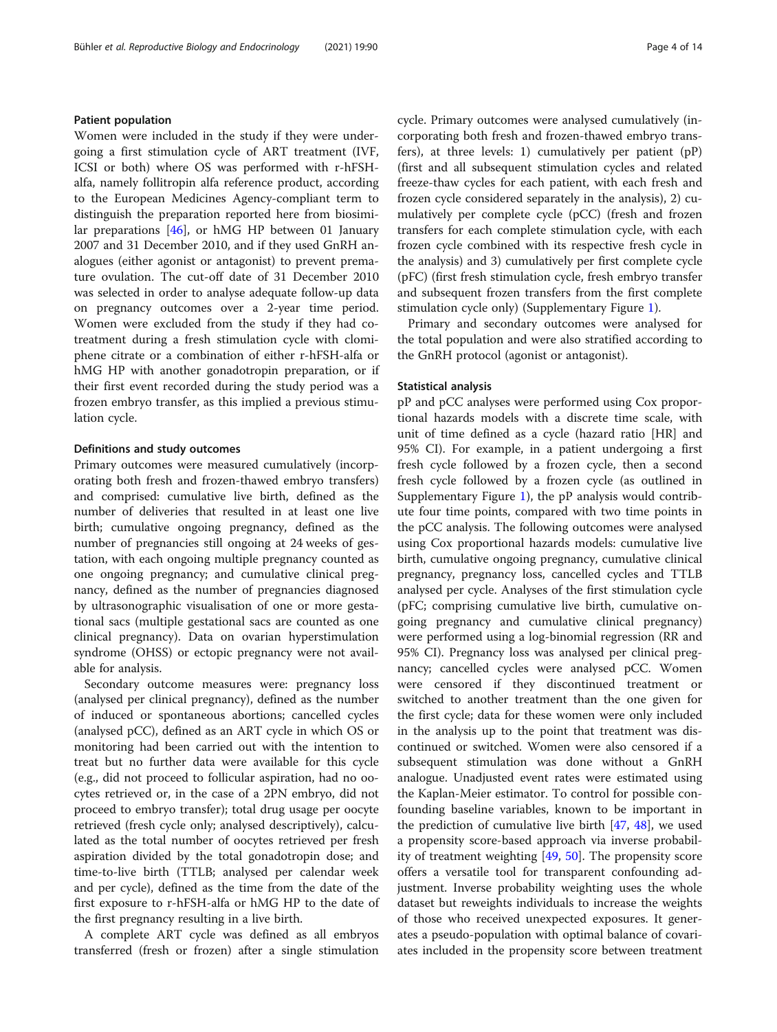### Patient population

Women were included in the study if they were undergoing a first stimulation cycle of ART treatment (IVF, ICSI or both) where OS was performed with r-hFSH-alfa, namely follitropin alfa reference product, according to the European Medicines Agency-compliant term to distinguish the preparation reported here from biosimilar preparations [46], or hMG HP between 01 January 2007 and 31 December 2010, and if they used GnRH analogues (either agonist or antagonist) to prevent premature ovulation. The cut-off date of 31 December 2010 was selected in order to analyse adequate follow-up data on pregnancy outcomes over a 2-year time period. Women were excluded from the study if they had co-treatment during a fresh stimulation cycle with clomiphene citrate or a combination of either r-hFSH-alfa or hMG HP with another gonadotropin preparation, or if their first event recorded during the study period was a frozen embryo transfer, as this implied a previous stimulation cycle.

### Definitions and study outcomes

Primary outcomes were measured cumulatively (incorporating both fresh and frozen-thawed embryo transfers) and comprised: cumulative live birth, defined as the number of deliveries that resulted in at least one live birth; cumulative ongoing pregnancy, defined as the number of pregnancies still ongoing at 24 weeks of gestation, with each ongoing multiple pregnancy counted as one ongoing pregnancy; and cumulative clinical pregnancy, defined as the number of pregnancies diagnosed by ultrasonographic visualisation of one or more gestational sacs (multiple gestational sacs are counted as one clinical pregnancy). Data on ovarian hyperstimulation syndrome (OHSS) or ectopic pregnancy were not available for analysis.

Secondary outcome measures were: pregnancy loss (analysed per clinical pregnancy), defined as the number of induced or spontaneous abortions; cancelled cycles (analysed pCC), defined as an ART cycle in which OS or monitoring had been carried out with the intention to treat but no further data were available for this cycle (e.g., did not proceed to follicular aspiration, had no oocytes retrieved or, in the case of a 2PN embryo, did not proceed to embryo transfer); total drug usage per oocyte retrieved (fresh cycle only; analysed descriptively), calculated as the total number of oocytes retrieved per fresh aspiration divided by the total gonadotropin dose; and time-to-live birth (TTLB; analysed per calendar week and per cycle), defined as the time from the date of the first exposure to r-hFSH-alfa or hMG HP to the date of the first pregnancy resulting in a live birth.

A complete ART cycle was defined as all embryos transferred (fresh or frozen) after a single stimulation cycle. Primary outcomes were analysed cumulatively (incorporating both fresh and frozen-thawed embryo transfers), at three levels: 1) cumulatively per patient (pP) (first and all subsequent stimulation cycles and related freeze-thaw cycles for each patient, with each fresh and frozen cycle considered separately in the analysis), 2) cumulatively per complete cycle (pCC) (fresh and frozen transfers for each complete stimulation cycle, with each frozen cycle combined with its respective fresh cycle in the analysis) and 3) cumulatively per first complete cycle (pFC) (first fresh stimulation cycle, fresh embryo transfer and subsequent frozen transfers from the first complete stimulation cycle only) (Supplementary Figure 1).

Primary and secondary outcomes were analysed for the total population and were also stratified according to the GnRH protocol (agonist or antagonist).

### Statistical analysis

pP and pCC analyses were performed using Cox proportional hazards models with a discrete time scale, with unit of time defined as a cycle (hazard ratio [HR] and 95% CI). For example, in a patient undergoing a first fresh cycle followed by a frozen cycle, then a second fresh cycle followed by a frozen cycle (as outlined in Supplementary Figure 1), the pP analysis would contribute four time points, compared with two time points in the pCC analysis. The following outcomes were analysed using Cox proportional hazards models: cumulative live birth, cumulative ongoing pregnancy, cumulative clinical pregnancy, pregnancy loss, cancelled cycles and TTLB analysed per cycle. Analyses of the first stimulation cycle (pFC; comprising cumulative live birth, cumulative ongoing pregnancy and cumulative clinical pregnancy) were performed using a log-binomial regression (RR and 95% CI). Pregnancy loss was analysed per clinical pregnancy; cancelled cycles were analysed pCC. Women were censored if they discontinued treatment or switched to another treatment than the one given for the first cycle; data for these women were only included in the analysis up to the point that treatment was discontinued or switched. Women were also censored if a subsequent stimulation was done without a GnRH analogue. Unadjusted event rates were estimated using the Kaplan-Meier estimator. To control for possible confounding baseline variables, known to be important in the prediction of cumulative live birth [47, 48], we used a propensity score-based approach via inverse probability of treatment weighting [49, 50]. The propensity score offers a versatile tool for transparent confounding adjustment. Inverse probability weighting uses the whole dataset but reweights individuals to increase the weights of those who received unexpected exposures. It generates a pseudo-population with optimal balance of covariates included in the propensity score between treatment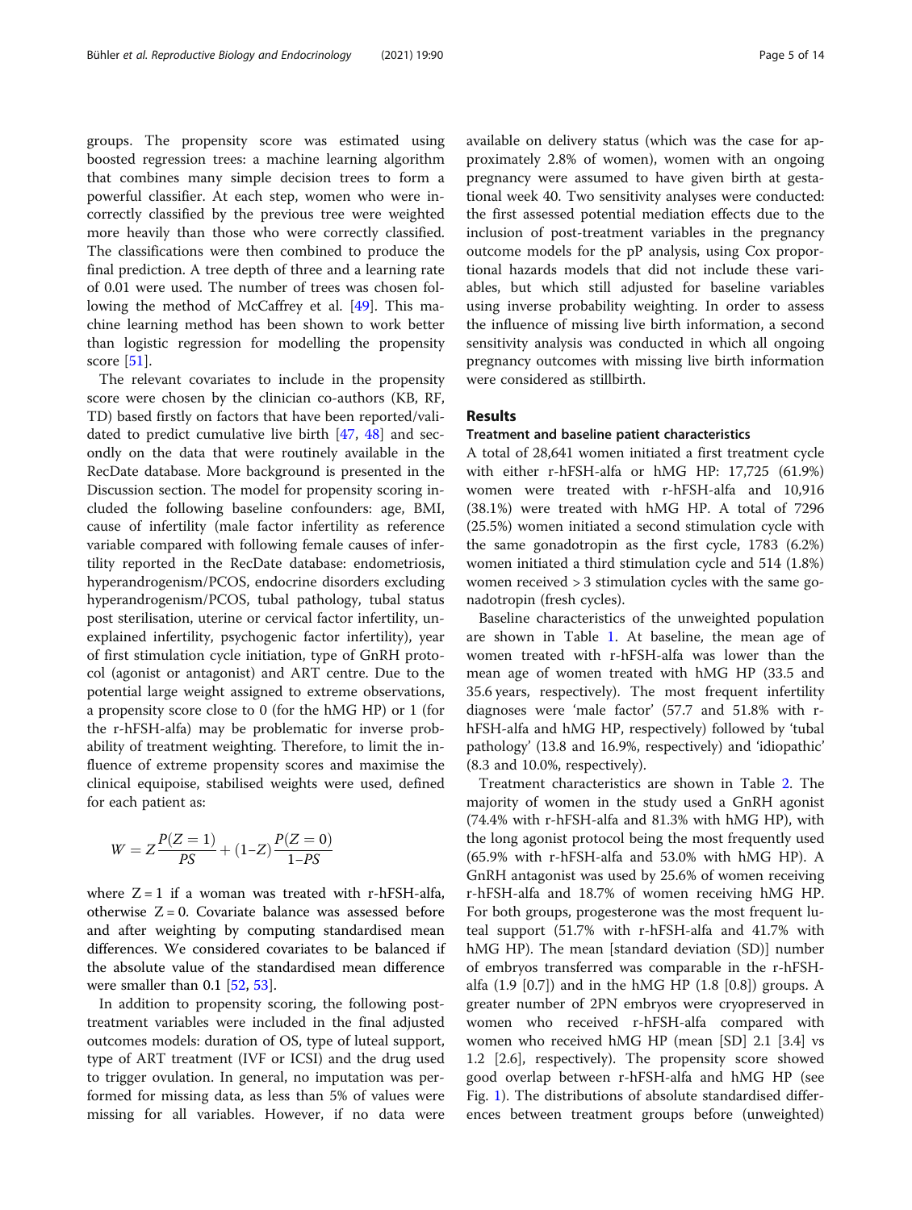groups. The propensity score was estimated using boosted regression trees: a machine learning algorithm that combines many simple decision trees to form a powerful classifier. At each step, women who were incorrectly classified by the previous tree were weighted more heavily than those who were correctly classified. The classifications were then combined to produce the final prediction. A tree depth of three and a learning rate of 0.01 were used. The number of trees was chosen following the method of McCaffrey et al. [49]. This machine learning method has been shown to work better than logistic regression for modelling the propensity score [51].

The relevant covariates to include in the propensity score were chosen by the clinician co-authors (KB, RF, TD) based firstly on factors that have been reported/validated to predict cumulative live birth [47, 48] and secondly on the data that were routinely available in the RecDate database. More background is presented in the Discussion section. The model for propensity scoring included the following baseline confounders: age, BMI, cause of infertility (male factor infertility as reference variable compared with following female causes of infertility reported in the RecDate database: endometriosis, hyperandrogenism/PCOS, endocrine disorders excluding hyperandrogenism/PCOS, tubal pathology, tubal status post sterilisation, uterine or cervical factor infertility, unexplained infertility, psychogenic factor infertility), year of first stimulation cycle initiation, type of GnRH protocol (agonist or antagonist) and ART centre. Due to the potential large weight assigned to extreme observations, a propensity score close to 0 (for the hMG HP) or 1 (for the r-hFSH-alfa) may be problematic for inverse probability of treatment weighting. Therefore, to limit the influence of extreme propensity scores and maximise the clinical equipoise, stabilised weights were used, defined for each patient as:

$$W = Z\frac{P(Z=1)}{PS} + (1-Z)\frac{P(Z=0)}{1-PS}$$

where $Z = 1$ if a woman was treated with r-hFSH-alfa, otherwise $Z = 0$. Covariate balance was assessed before and after weighting by computing standardised mean differences. We considered covariates to be balanced if the absolute value of the standardised mean difference were smaller than 0.1 [52, 53].

In addition to propensity scoring, the following post-treatment variables were included in the final adjusted outcomes models: duration of OS, type of luteal support, type of ART treatment (IVF or ICSI) and the drug used to trigger ovulation. In general, no imputation was performed for missing data, as less than 5% of values were missing for all variables. However, if no data were available on delivery status (which was the case for approximately 2.8% of women), women with an ongoing pregnancy were assumed to have given birth at gestational week 40. Two sensitivity analyses were conducted: the first assessed potential mediation effects due to the inclusion of post-treatment variables in the pregnancy outcome models for the pP analysis, using Cox proportional hazards models that did not include these variables, but which still adjusted for baseline variables using inverse probability weighting. In order to assess the influence of missing live birth information, a second sensitivity analysis was conducted in which all ongoing pregnancy outcomes with missing live birth information were considered as stillbirth.

## Results

### Treatment and baseline patient characteristics

A total of 28,641 women initiated a first treatment cycle with either r-hFSH-alfa or hMG HP: 17,725 (61.9%) women were treated with r-hFSH-alfa and 10,916 (38.1%) were treated with hMG HP. A total of 7296 (25.5%) women initiated a second stimulation cycle with the same gonadotropin as the first cycle, 1783 (6.2%) women initiated a third stimulation cycle and 514 (1.8%) women received > 3 stimulation cycles with the same gonadotropin (fresh cycles).

Baseline characteristics of the unweighted population are shown in Table 1. At baseline, the mean age of women treated with r-hFSH-alfa was lower than the mean age of women treated with hMG HP (33.5 and 35.6 years, respectively). The most frequent infertility diagnoses were 'male factor' (57.7 and 51.8% with r-hFSH-alfa and hMG HP, respectively) followed by 'tubal pathology' (13.8 and 16.9%, respectively) and 'idiopathic' (8.3 and 10.0%, respectively).

Treatment characteristics are shown in Table 2. The majority of women in the study used a GnRH agonist (74.4% with r-hFSH-alfa and 81.3% with hMG HP), with the long agonist protocol being the most frequently used (65.9% with r-hFSH-alfa and 53.0% with hMG HP). A GnRH antagonist was used by 25.6% of women receiving r-hFSH-alfa and 18.7% of women receiving hMG HP. For both groups, progesterone was the most frequent luteal support (51.7% with r-hFSH-alfa and 41.7% with hMG HP). The mean [standard deviation (SD)] number of embryos transferred was comparable in the r-hFSH-alfa (1.9 [0.7]) and in the hMG HP (1.8 [0.8]) groups. A greater number of 2PN embryos were cryopreserved in women who received r-hFSH-alfa compared with women who received hMG HP (mean [SD] 2.1 [3.4] vs 1.2 [2.6], respectively). The propensity score showed good overlap between r-hFSH-alfa and hMG HP (see Fig. 1). The distributions of absolute standardised differences between treatment groups before (unweighted)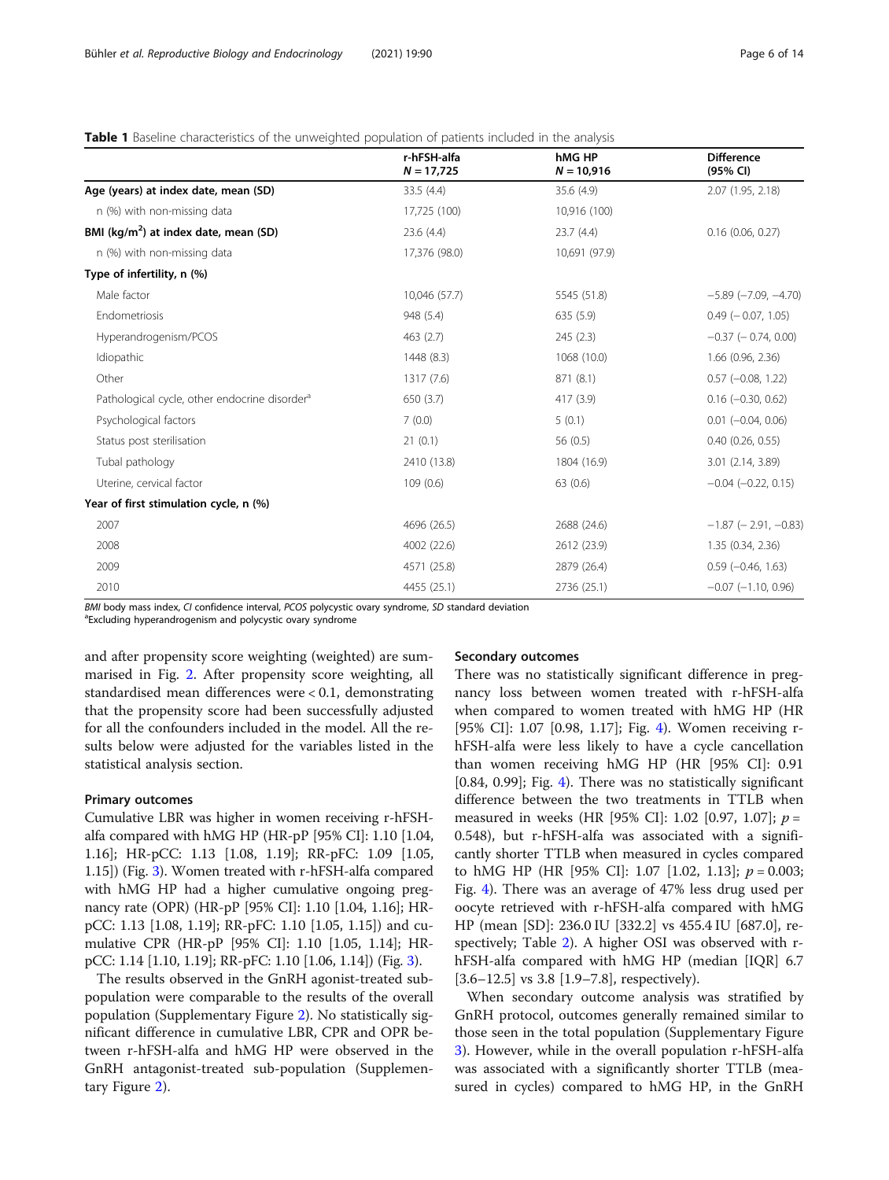**Table 1** Baseline characteristics of the unweighted population of patients included in the analysis

| | r-hFSH-alfa $N = 17,725$ | hMG HP $N = 10,916$ | Difference (95% CI) |
|---|---|---|---|
| **Age (years) at index date, mean (SD)** | 33.5 (4.4) | 35.6 (4.9) | 2.07 (1.95, 2.18) |
| n (%) with non-missing data | 17,725 (100) | 10,916 (100) | |
| **BMI (kg/m$^2$) at index date, mean (SD)** | 23.6 (4.4) | 23.7 (4.4) | 0.16 (0.06, 0.27) |
| n (%) with non-missing data | 17,376 (98.0) | 10,691 (97.9) | |
| **Type of infertility, n (%)** | | | |
| Male factor | 10,046 (57.7) | 5545 (51.8) | −5.89 (−7.09, −4.70) |
| Endometriosis | 948 (5.4) | 635 (5.9) | 0.49 (− 0.07, 1.05) |
| Hyperandrogenism/PCOS | 463 (2.7) | 245 (2.3) | −0.37 (− 0.74, 0.00) |
| Idiopathic | 1448 (8.3) | 1068 (10.0) | 1.66 (0.96, 2.36) |
| Other | 1317 (7.6) | 871 (8.1) | 0.57 (−0.08, 1.22) |
| Pathological cycle, other endocrine disorder[a] | 650 (3.7) | 417 (3.9) | 0.16 (−0.30, 0.62) |
| Psychological factors | 7 (0.0) | 5 (0.1) | 0.01 (−0.04, 0.06) |
| Status post sterilisation | 21 (0.1) | 56 (0.5) | 0.40 (0.26, 0.55) |
| Tubal pathology | 2410 (13.8) | 1804 (16.9) | 3.01 (2.14, 3.89) |
| Uterine, cervical factor | 109 (0.6) | 63 (0.6) | −0.04 (−0.22, 0.15) |
| **Year of first stimulation cycle, n (%)** | | | |
| 2007 | 4696 (26.5) | 2688 (24.6) | −1.87 (− 2.91, −0.83) |
| 2008 | 4002 (22.6) | 2612 (23.9) | 1.35 (0.34, 2.36) |
| 2009 | 4571 (25.8) | 2879 (26.4) | 0.59 (−0.46, 1.63) |
| 2010 | 4455 (25.1) | 2736 (25.1) | −0.07 (−1.10, 0.96) |

*BMI* body mass index, *CI* confidence interval, *PCOS* polycystic ovary syndrome, *SD* standard deviation
[a]Excluding hyperandrogenism and polycystic ovary syndrome

and after propensity score weighting (weighted) are summarised in Fig. 2. After propensity score weighting, all standardised mean differences were < 0.1, demonstrating that the propensity score had been successfully adjusted for all the confounders included in the model. All the results below were adjusted for the variables listed in the statistical analysis section.

### Primary outcomes

Cumulative LBR was higher in women receiving r-hFSH-alfa compared with hMG HP (HR-pP [95% CI]: 1.10 [1.04, 1.16]; HR-pCC: 1.13 [1.08, 1.19]; RR-pFC: 1.09 [1.05, 1.15]) (Fig. 3). Women treated with r-hFSH-alfa compared with hMG HP had a higher cumulative ongoing pregnancy rate (OPR) (HR-pP [95% CI]: 1.10 [1.04, 1.16]; HR-pCC: 1.13 [1.08, 1.19]; RR-pFC: 1.10 [1.05, 1.15]) and cumulative CPR (HR-pP [95% CI]: 1.10 [1.05, 1.14]; HR-pCC: 1.14 [1.10, 1.19]; RR-pFC: 1.10 [1.06, 1.14]) (Fig. 3).

The results observed in the GnRH agonist-treated subpopulation were comparable to the results of the overall population (Supplementary Figure 2). No statistically significant difference in cumulative LBR, CPR and OPR between r-hFSH-alfa and hMG HP were observed in the GnRH antagonist-treated sub-population (Supplementary Figure 2).

### Secondary outcomes

There was no statistically significant difference in pregnancy loss between women treated with r-hFSH-alfa when compared to women treated with hMG HP (HR [95% CI]: 1.07 [0.98, 1.17]; Fig. 4). Women receiving r-hFSH-alfa were less likely to have a cycle cancellation than women receiving hMG HP (HR [95% CI]: 0.91 [0.84, 0.99]; Fig. 4). There was no statistically significant difference between the two treatments in TTLB when measured in weeks (HR [95% CI]: 1.02 [0.97, 1.07]; $p = 0.548$), but r-hFSH-alfa was associated with a significantly shorter TTLB when measured in cycles compared to hMG HP (HR [95% CI]: 1.07 [1.02, 1.13]; $p = 0.003$; Fig. 4). There was an average of 47% less drug used per oocyte retrieved with r-hFSH-alfa compared with hMG HP (mean [SD]: 236.0 IU [332.2] vs 455.4 IU [687.0], respectively; Table 2). A higher OSI was observed with r-hFSH-alfa compared with hMG HP (median [IQR] 6.7 [3.6–12.5] vs 3.8 [1.9–7.8], respectively).

When secondary outcome analysis was stratified by GnRH protocol, outcomes generally remained similar to those seen in the total population (Supplementary Figure 3). However, while in the overall population r-hFSH-alfa was associated with a significantly shorter TTLB (measured in cycles) compared to hMG HP, in the GnRH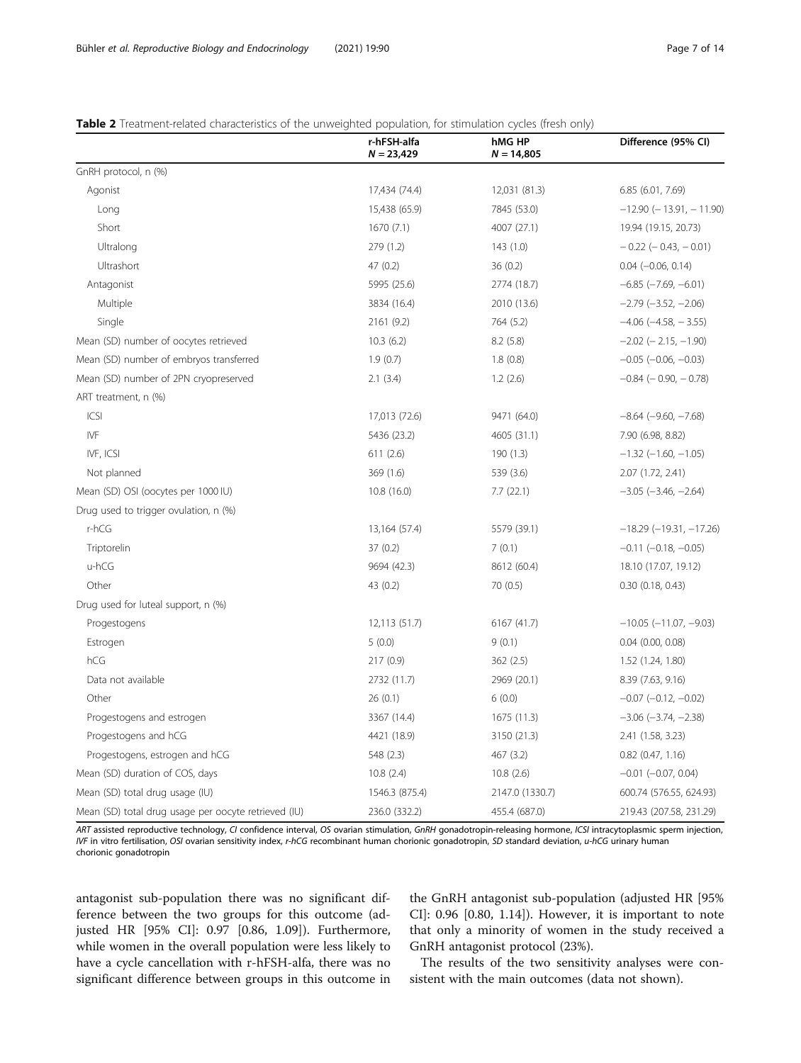**Table 2** Treatment-related characteristics of the unweighted population, for stimulation cycles (fresh only)

| | r-hFSH-alfa $N = 23{,}429$ | hMG HP $N = 14{,}805$ | Difference (95% CI) |
|---|---|---|---|
| GnRH protocol, n (%) | | | |
| Agonist | 17,434 (74.4) | 12,031 (81.3) | 6.85 (6.01, 7.69) |
| Long | 15,438 (65.9) | 7845 (53.0) | −12.90 (− 13.91, − 11.90) |
| Short | 1670 (7.1) | 4007 (27.1) | 19.94 (19.15, 20.73) |
| Ultralong | 279 (1.2) | 143 (1.0) | − 0.22 (− 0.43, − 0.01) |
| Ultrashort | 47 (0.2) | 36 (0.2) | 0.04 (−0.06, 0.14) |
| Antagonist | 5995 (25.6) | 2774 (18.7) | −6.85 (−7.69, −6.01) |
| Multiple | 3834 (16.4) | 2010 (13.6) | −2.79 (−3.52, −2.06) |
| Single | 2161 (9.2) | 764 (5.2) | −4.06 (−4.58, − 3.55) |
| Mean (SD) number of oocytes retrieved | 10.3 (6.2) | 8.2 (5.8) | −2.02 (− 2.15, −1.90) |
| Mean (SD) number of embryos transferred | 1.9 (0.7) | 1.8 (0.8) | −0.05 (−0.06, −0.03) |
| Mean (SD) number of 2PN cryopreserved | 2.1 (3.4) | 1.2 (2.6) | −0.84 (− 0.90, − 0.78) |
| ART treatment, n (%) | | | |
| ICSI | 17,013 (72.6) | 9471 (64.0) | −8.64 (−9.60, −7.68) |
| IVF | 5436 (23.2) | 4605 (31.1) | 7.90 (6.98, 8.82) |
| IVF, ICSI | 611 (2.6) | 190 (1.3) | −1.32 (−1.60, −1.05) |
| Not planned | 369 (1.6) | 539 (3.6) | 2.07 (1.72, 2.41) |
| Mean (SD) OSI (oocytes per 1000 IU) | 10.8 (16.0) | 7.7 (22.1) | −3.05 (−3.46, −2.64) |
| Drug used to trigger ovulation, n (%) | | | |
| r-hCG | 13,164 (57.4) | 5579 (39.1) | −18.29 (−19.31, −17.26) |
| Triptorelin | 37 (0.2) | 7 (0.1) | −0.11 (−0.18, −0.05) |
| u-hCG | 9694 (42.3) | 8612 (60.4) | 18.10 (17.07, 19.12) |
| Other | 43 (0.2) | 70 (0.5) | 0.30 (0.18, 0.43) |
| Drug used for luteal support, n (%) | | | |
| Progestogens | 12,113 (51.7) | 6167 (41.7) | −10.05 (−11.07, −9.03) |
| Estrogen | 5 (0.0) | 9 (0.1) | 0.04 (0.00, 0.08) |
| hCG | 217 (0.9) | 362 (2.5) | 1.52 (1.24, 1.80) |
| Data not available | 2732 (11.7) | 2969 (20.1) | 8.39 (7.63, 9.16) |
| Other | 26 (0.1) | 6 (0.0) | −0.07 (−0.12, −0.02) |
| Progestogens and estrogen | 3367 (14.4) | 1675 (11.3) | −3.06 (−3.74, −2.38) |
| Progestogens and hCG | 4421 (18.9) | 3150 (21.3) | 2.41 (1.58, 3.23) |
| Progestogens, estrogen and hCG | 548 (2.3) | 467 (3.2) | 0.82 (0.47, 1.16) |
| Mean (SD) duration of COS, days | 10.8 (2.4) | 10.8 (2.6) | −0.01 (−0.07, 0.04) |
| Mean (SD) total drug usage (IU) | 1546.3 (875.4) | 2147.0 (1330.7) | 600.74 (576.55, 624.93) |
| Mean (SD) total drug usage per oocyte retrieved (IU) | 236.0 (332.2) | 455.4 (687.0) | 219.43 (207.58, 231.29) |

*ART* assisted reproductive technology, *CI* confidence interval, *OS* ovarian stimulation, *GnRH* gonadotropin-releasing hormone, *ICSI* intracytoplasmic sperm injection, *IVF* in vitro fertilisation, *OSI* ovarian sensitivity index, *r-hCG* recombinant human chorionic gonadotropin, *SD* standard deviation, *u-hCG* urinary human chorionic gonadotropin

antagonist sub-population there was no significant difference between the two groups for this outcome (adjusted HR [95% CI]: 0.97 [0.86, 1.09]). Furthermore, while women in the overall population were less likely to have a cycle cancellation with r-hFSH-alfa, there was no significant difference between groups in this outcome in the GnRH antagonist sub-population (adjusted HR [95% CI]: 0.96 [0.80, 1.14]). However, it is important to note that only a minority of women in the study received a GnRH antagonist protocol (23%).

The results of the two sensitivity analyses were consistent with the main outcomes (data not shown).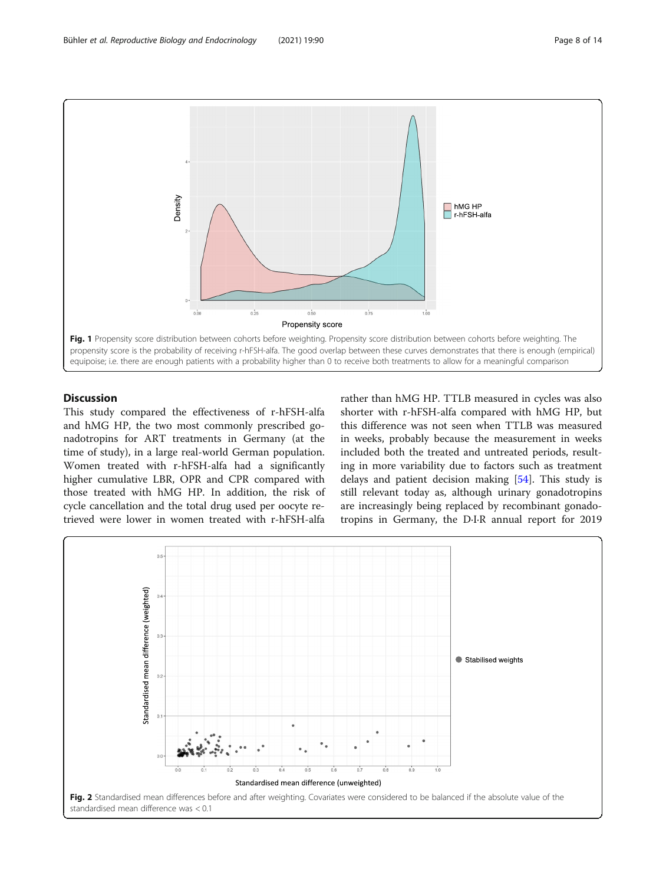Fig. 1 Propensity score distribution between cohorts before weighting. Propensity score distribution between cohorts before weighting. The propensity score is the probability of receiving r-hFSH-alfa. The good overlap between these curves demonstrates that there is enough (empirical) equipoise; i.e. there are enough patients with a probability higher than 0 to receive both treatments to allow for a meaningful comparison

## Discussion

This study compared the effectiveness of r-hFSH-alfa and hMG HP, the two most commonly prescribed gonadotropins for ART treatments in Germany (at the time of study), in a large real-world German population. Women treated with r-hFSH-alfa had a significantly higher cumulative LBR, OPR and CPR compared with those treated with hMG HP. In addition, the risk of cycle cancellation and the total drug used per oocyte retrieved were lower in women treated with r-hFSH-alfa rather than hMG HP. TTLB measured in cycles was also shorter with r-hFSH-alfa compared with hMG HP, but this difference was not seen when TTLB was measured in weeks, probably because the measurement in weeks included both the treated and untreated periods, resulting in more variability due to factors such as treatment delays and patient decision making [54]. This study is still relevant today as, although urinary gonadotropins are increasingly being replaced by recombinant gonadotropins in Germany, the D·I·R annual report for 2019

Fig. 2 Standardised mean differences before and after weighting. Covariates were considered to be balanced if the absolute value of the standardised mean difference was < 0.1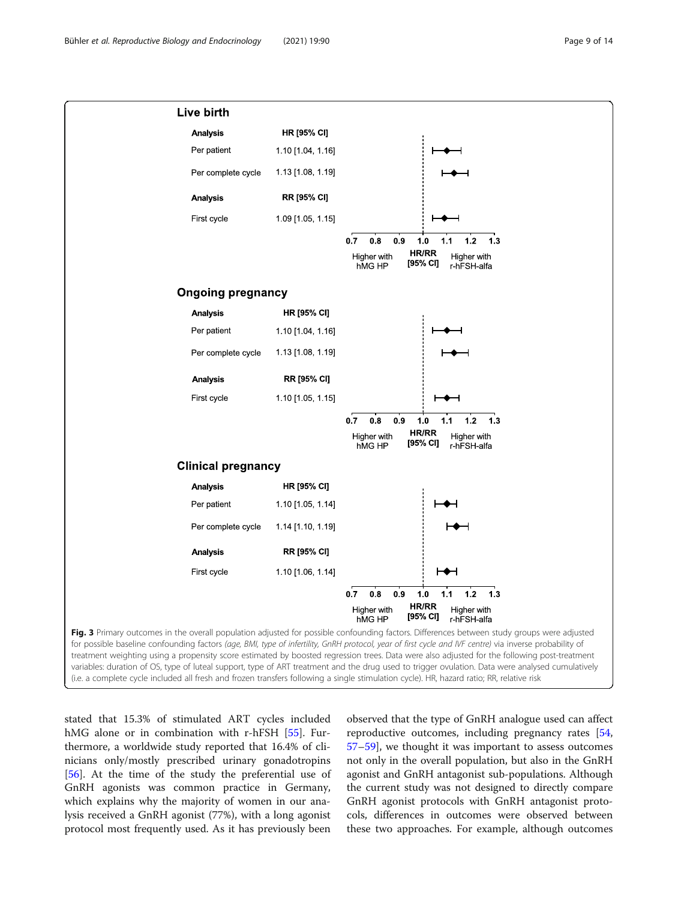**Live birth**

| Analysis | HR [95% CI] |
|---|---|
| Per patient | 1.10 [1.04, 1.16] |
| Per complete cycle | 1.13 [1.08, 1.19] |
| **Analysis** | **RR [95% CI]** |
| First cycle | 1.09 [1.05, 1.15] |

**Ongoing pregnancy**

| Analysis | HR [95% CI] |
|---|---|
| Per patient | 1.10 [1.04, 1.16] |
| Per complete cycle | 1.13 [1.08, 1.19] |
| **Analysis** | **RR [95% CI]** |
| First cycle | 1.10 [1.05, 1.15] |

**Clinical pregnancy**

| Analysis | HR [95% CI] |
|---|---|
| Per patient | 1.10 [1.05, 1.14] |
| Per complete cycle | 1.14 [1.10, 1.19] |
| **Analysis** | **RR [95% CI]** |
| First cycle | 1.10 [1.06, 1.14] |

HR/RR [95% CI]: 0.7 – 1.3; Higher with hMG HP (left) / Higher with r-hFSH-alfa (right)

**Fig. 3** Primary outcomes in the overall population adjusted for possible confounding factors. Differences between study groups were adjusted for possible baseline confounding factors *(age, BMI, type of infertility, GnRH protocol, year of first cycle and IVF centre)* via inverse probability of treatment weighting using a propensity score estimated by boosted regression trees. Data were also adjusted for the following post-treatment variables: duration of OS, type of luteal support, type of ART treatment and the drug used to trigger ovulation. Data were analysed cumulatively (i.e. a complete cycle included all fresh and frozen transfers following a single stimulation cycle). HR, hazard ratio; RR, relative risk

stated that 15.3% of stimulated ART cycles included hMG alone or in combination with r-hFSH [55]. Furthermore, a worldwide study reported that 16.4% of clinicians only/mostly prescribed urinary gonadotropins [56]. At the time of the study the preferential use of GnRH agonists was common practice in Germany, which explains why the majority of women in our analysis received a GnRH agonist (77%), with a long agonist protocol most frequently used. As it has previously been observed that the type of GnRH analogue used can affect reproductive outcomes, including pregnancy rates [54, 57–59], we thought it was important to assess outcomes not only in the overall population, but also in the GnRH agonist and GnRH antagonist sub-populations. Although the current study was not designed to directly compare GnRH agonist protocols with GnRH antagonist protocols, differences in outcomes were observed between these two approaches. For example, although outcomes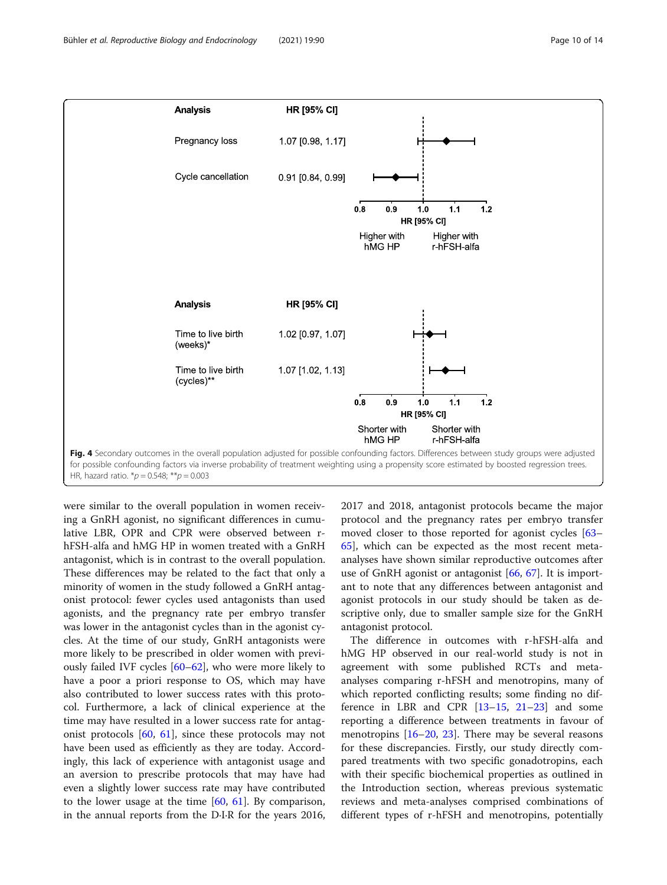| Analysis | HR [95% CI] |
|---|---|
| Pregnancy loss | 1.07 [0.98, 1.17] |
| Cycle cancellation | 0.91 [0.84, 0.99] |

| Analysis | HR [95% CI] |
|---|---|
| Time to live birth (weeks)* | 1.02 [0.97, 1.07] |
| Time to live birth (cycles)** | 1.07 [1.02, 1.13] |

**Fig. 4** Secondary outcomes in the overall population adjusted for possible confounding factors. Differences between study groups were adjusted for possible confounding factors via inverse probability of treatment weighting using a propensity score estimated by boosted regression trees. HR, hazard ratio. *p = 0.548; **p = 0.003

were similar to the overall population in women receiving a GnRH agonist, no significant differences in cumulative LBR, OPR and CPR were observed between r-hFSH-alfa and hMG HP in women treated with a GnRH antagonist, which is in contrast to the overall population. These differences may be related to the fact that only a minority of women in the study followed a GnRH antagonist protocol: fewer cycles used antagonists than used agonists, and the pregnancy rate per embryo transfer was lower in the antagonist cycles than in the agonist cycles. At the time of our study, GnRH antagonists were more likely to be prescribed in older women with previously failed IVF cycles [60–62], who were more likely to have a poor a priori response to OS, which may have also contributed to lower success rates with this protocol. Furthermore, a lack of clinical experience at the time may have resulted in a lower success rate for antagonist protocols [60, 61], since these protocols may not have been used as efficiently as they are today. Accordingly, this lack of experience with antagonist usage and an aversion to prescribe protocols that may have had even a slightly lower success rate may have contributed to the lower usage at the time [60, 61]. By comparison, in the annual reports from the D·I·R for the years 2016, 2017 and 2018, antagonist protocols became the major protocol and the pregnancy rates per embryo transfer moved closer to those reported for agonist cycles [63–65], which can be expected as the most recent meta-analyses have shown similar reproductive outcomes after use of GnRH agonist or antagonist [66, 67]. It is important to note that any differences between antagonist and agonist protocols in our study should be taken as descriptive only, due to smaller sample size for the GnRH antagonist protocol.

The difference in outcomes with r-hFSH-alfa and hMG HP observed in our real-world study is not in agreement with some published RCTs and meta-analyses comparing r-hFSH and menotropins, many of which reported conflicting results; some finding no difference in LBR and CPR [13–15, 21–23] and some reporting a difference between treatments in favour of menotropins [16–20, 23]. There may be several reasons for these discrepancies. Firstly, our study directly compared treatments with two specific gonadotropins, each with their specific biochemical properties as outlined in the Introduction section, whereas previous systematic reviews and meta-analyses comprised combinations of different types of r-hFSH and menotropins, potentially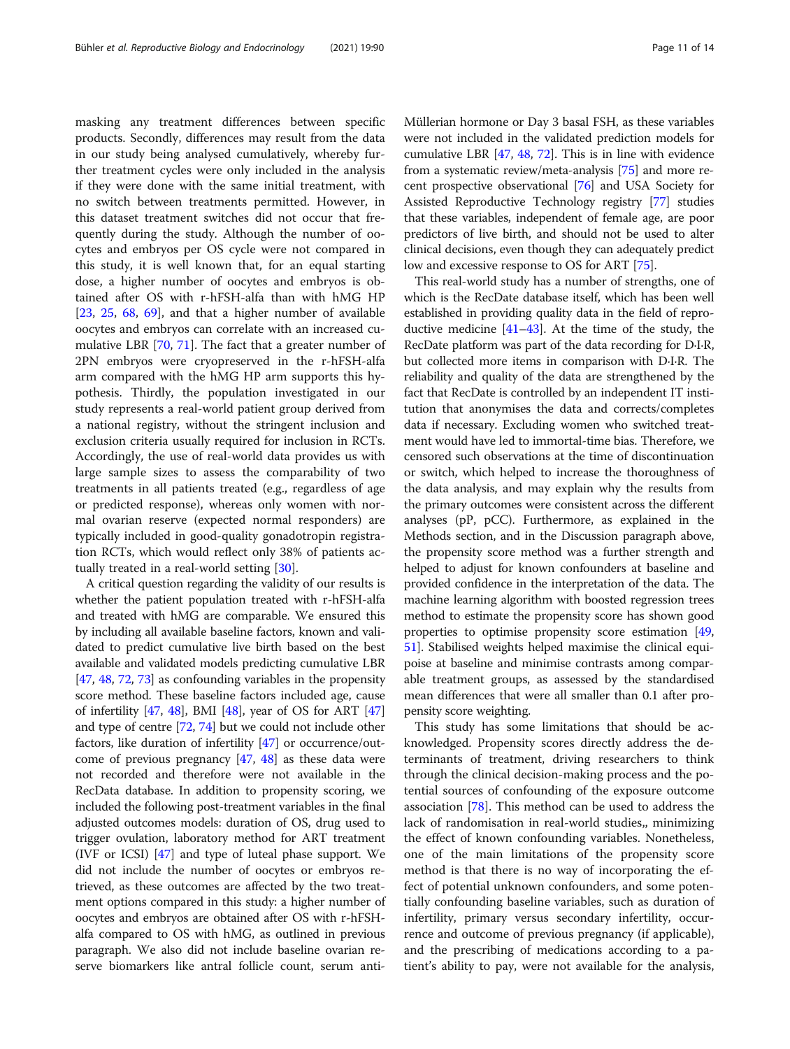masking any treatment differences between specific products. Secondly, differences may result from the data in our study being analysed cumulatively, whereby further treatment cycles were only included in the analysis if they were done with the same initial treatment, with no switch between treatments permitted. However, in this dataset treatment switches did not occur that frequently during the study. Although the number of oocytes and embryos per OS cycle were not compared in this study, it is well known that, for an equal starting dose, a higher number of oocytes and embryos is obtained after OS with r-hFSH-alfa than with hMG HP [23, 25, 68, 69], and that a higher number of available oocytes and embryos can correlate with an increased cumulative LBR [70, 71]. The fact that a greater number of 2PN embryos were cryopreserved in the r-hFSH-alfa arm compared with the hMG HP arm supports this hypothesis. Thirdly, the population investigated in our study represents a real-world patient group derived from a national registry, without the stringent inclusion and exclusion criteria usually required for inclusion in RCTs. Accordingly, the use of real-world data provides us with large sample sizes to assess the comparability of two treatments in all patients treated (e.g., regardless of age or predicted response), whereas only women with normal ovarian reserve (expected normal responders) are typically included in good-quality gonadotropin registration RCTs, which would reflect only 38% of patients actually treated in a real-world setting [30].

A critical question regarding the validity of our results is whether the patient population treated with r-hFSH-alfa and treated with hMG are comparable. We ensured this by including all available baseline factors, known and validated to predict cumulative live birth based on the best available and validated models predicting cumulative LBR [47, 48, 72, 73] as confounding variables in the propensity score method. These baseline factors included age, cause of infertility [47, 48], BMI [48], year of OS for ART [47] and type of centre [72, 74] but we could not include other factors, like duration of infertility [47] or occurrence/outcome of previous pregnancy [47, 48] as these data were not recorded and therefore were not available in the RecData database. In addition to propensity scoring, we included the following post-treatment variables in the final adjusted outcomes models: duration of OS, drug used to trigger ovulation, laboratory method for ART treatment (IVF or ICSI) [47] and type of luteal phase support. We did not include the number of oocytes or embryos retrieved, as these outcomes are affected by the two treatment options compared in this study: a higher number of oocytes and embryos are obtained after OS with r-hFSH-alfa compared to OS with hMG, as outlined in previous paragraph. We also did not include baseline ovarian reserve biomarkers like antral follicle count, serum anti-Müllerian hormone or Day 3 basal FSH, as these variables were not included in the validated prediction models for cumulative LBR [47, 48, 72]. This is in line with evidence from a systematic review/meta-analysis [75] and more recent prospective observational [76] and USA Society for Assisted Reproductive Technology registry [77] studies that these variables, independent of female age, are poor predictors of live birth, and should not be used to alter clinical decisions, even though they can adequately predict low and excessive response to OS for ART [75].

This real-world study has a number of strengths, one of which is the RecDate database itself, which has been well established in providing quality data in the field of reproductive medicine [41–43]. At the time of the study, the RecDate platform was part of the data recording for D·I·R, but collected more items in comparison with D·I·R. The reliability and quality of the data are strengthened by the fact that RecDate is controlled by an independent IT institution that anonymises the data and corrects/completes data if necessary. Excluding women who switched treatment would have led to immortal-time bias. Therefore, we censored such observations at the time of discontinuation or switch, which helped to increase the thoroughness of the data analysis, and may explain why the results from the primary outcomes were consistent across the different analyses (pP, pCC). Furthermore, as explained in the Methods section, and in the Discussion paragraph above, the propensity score method was a further strength and helped to adjust for known confounders at baseline and provided confidence in the interpretation of the data. The machine learning algorithm with boosted regression trees method to estimate the propensity score has shown good properties to optimise propensity score estimation [49, 51]. Stabilised weights helped maximise the clinical equipoise at baseline and minimise contrasts among comparable treatment groups, as assessed by the standardised mean differences that were all smaller than 0.1 after propensity score weighting.

This study has some limitations that should be acknowledged. Propensity scores directly address the determinants of treatment, driving researchers to think through the clinical decision-making process and the potential sources of confounding of the exposure outcome association [78]. This method can be used to address the lack of randomisation in real-world studies,, minimizing the effect of known confounding variables. Nonetheless, one of the main limitations of the propensity score method is that there is no way of incorporating the effect of potential unknown confounders, and some potentially confounding baseline variables, such as duration of infertility, primary versus secondary infertility, occurrence and outcome of previous pregnancy (if applicable), and the prescribing of medications according to a patient's ability to pay, were not available for the analysis,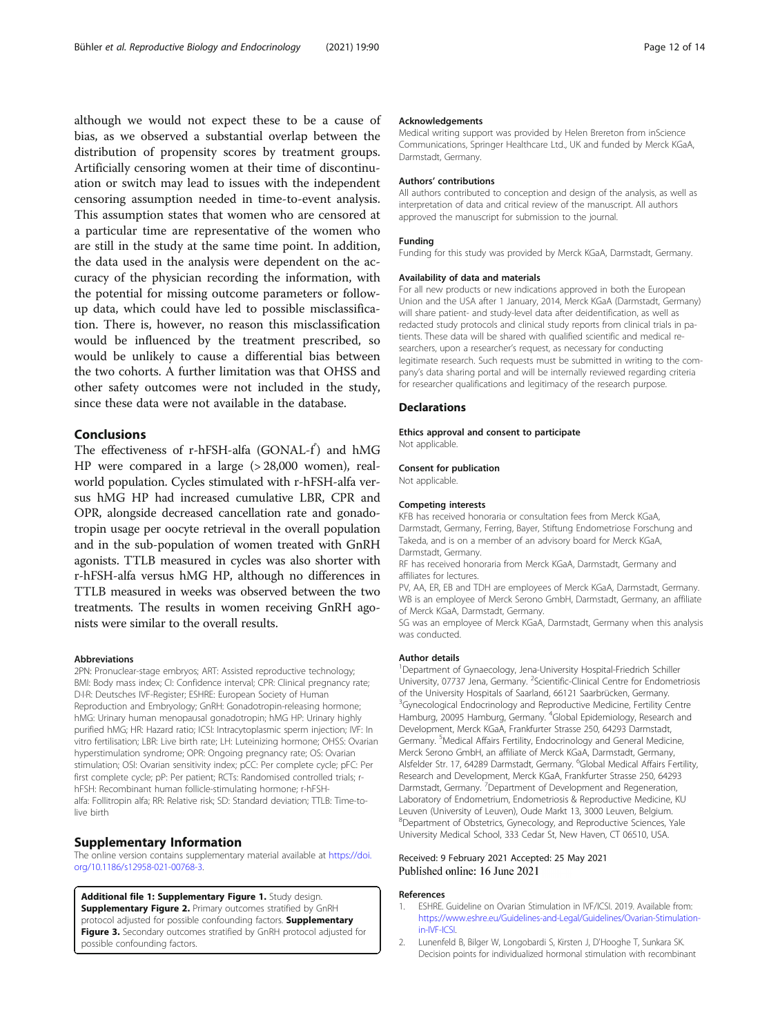although we would not expect these to be a cause of bias, as we observed a substantial overlap between the distribution of propensity scores by treatment groups. Artificially censoring women at their time of discontinuation or switch may lead to issues with the independent censoring assumption needed in time-to-event analysis. This assumption states that women who are censored at a particular time are representative of the women who are still in the study at the same time point. In addition, the data used in the analysis were dependent on the accuracy of the physician recording the information, with the potential for missing outcome parameters or follow-up data, which could have led to possible misclassification. There is, however, no reason this misclassification would be influenced by the treatment prescribed, so would be unlikely to cause a differential bias between the two cohorts. A further limitation was that OHSS and other safety outcomes were not included in the study, since these data were not available in the database.

## Conclusions

The effectiveness of r-hFSH-alfa (GONAL-f®) and hMG HP were compared in a large (> 28,000 women), real-world population. Cycles stimulated with r-hFSH-alfa versus hMG HP had increased cumulative LBR, CPR and OPR, alongside decreased cancellation rate and gonadotropin usage per oocyte retrieval in the overall population and in the sub-population of women treated with GnRH agonists. TTLB measured in cycles was also shorter with r-hFSH-alfa versus hMG HP, although no differences in TTLB measured in weeks was observed between the two treatments. The results in women receiving GnRH agonists were similar to the overall results.

#### Abbreviations

2PN: Pronuclear-stage embryos; ART: Assisted reproductive technology; BMI: Body mass index; CI: Confidence interval; CPR: Clinical pregnancy rate; D·I·R: Deutsches IVF-Register; ESHRE: European Society of Human Reproduction and Embryology; GnRH: Gonadotropin-releasing hormone; hMG: Urinary human menopausal gonadotropin; hMG HP: Urinary highly purified hMG; HR: Hazard ratio; ICSI: Intracytoplasmic sperm injection; IVF: In vitro fertilisation; LBR: Live birth rate; LH: Luteinizing hormone; OHSS: Ovarian hyperstimulation syndrome; OPR: Ongoing pregnancy rate; OS: Ovarian stimulation; OSI: Ovarian sensitivity index; pCC: Per complete cycle; pFC: Per first complete cycle; pP: Per patient; RCTs: Randomised controlled trials; r-hFSH: Recombinant human follicle-stimulating hormone; r-hFSH-alfa: Follitropin alfa; RR: Relative risk; SD: Standard deviation; TTLB: Time-to-live birth

## Supplementary Information

The online version contains supplementary material available at https://doi.org/10.1186/s12958-021-00768-3.

**Additional file 1: Supplementary Figure 1.** Study design. **Supplementary Figure 2.** Primary outcomes stratified by GnRH protocol adjusted for possible confounding factors. **Supplementary Figure 3.** Secondary outcomes stratified by GnRH protocol adjusted for possible confounding factors.

#### Acknowledgements

Medical writing support was provided by Helen Brereton from inScience Communications, Springer Healthcare Ltd., UK and funded by Merck KGaA, Darmstadt, Germany.

#### Authors' contributions

All authors contributed to conception and design of the analysis, as well as interpretation of data and critical review of the manuscript. All authors approved the manuscript for submission to the journal.

#### Funding

Funding for this study was provided by Merck KGaA, Darmstadt, Germany.

#### Availability of data and materials

For all new products or new indications approved in both the European Union and the USA after 1 January, 2014, Merck KGaA (Darmstadt, Germany) will share patient- and study-level data after deidentification, as well as redacted study protocols and clinical study reports from clinical trials in patients. These data will be shared with qualified scientific and medical researchers, upon a researcher's request, as necessary for conducting legitimate research. Such requests must be submitted in writing to the company's data sharing portal and will be internally reviewed regarding criteria for researcher qualifications and legitimacy of the research purpose.

## Declarations

#### Ethics approval and consent to participate

Not applicable.

#### Consent for publication

Not applicable.

#### Competing interests

KFB has received honoraria or consultation fees from Merck KGaA, Darmstadt, Germany, Ferring, Bayer, Stiftung Endometriose Forschung and Takeda, and is on a member of an advisory board for Merck KGaA, Darmstadt, Germany.

RF has received honoraria from Merck KGaA, Darmstadt, Germany and affiliates for lectures.

PV, AA, ER, EB and TDH are employees of Merck KGaA, Darmstadt, Germany. WB is an employee of Merck Serono GmbH, Darmstadt, Germany, an affiliate of Merck KGaA, Darmstadt, Germany.

SG was an employee of Merck KGaA, Darmstadt, Germany when this analysis was conducted.

#### Author details

[1]Department of Gynaecology, Jena-University Hospital-Friedrich Schiller University, 07737 Jena, Germany. [2]Scientific-Clinical Centre for Endometriosis of the University Hospitals of Saarland, 66121 Saarbrücken, Germany. [3]Gynecological Endocrinology and Reproductive Medicine, Fertility Centre Hamburg, 20095 Hamburg, Germany. [4]Global Epidemiology, Research and Development, Merck KGaA, Frankfurter Strasse 250, 64293 Darmstadt, Germany. [5]Medical Affairs Fertility, Endocrinology and General Medicine, Merck Serono GmbH, an affiliate of Merck KGaA, Darmstadt, Germany, Alsfelder Str. 17, 64289 Darmstadt, Germany. [6]Global Medical Affairs Fertility, Research and Development, Merck KGaA, Frankfurter Strasse 250, 64293 Darmstadt, Germany. [7]Department of Development and Regeneration, Laboratory of Endometrium, Endometriosis & Reproductive Medicine, KU Leuven (University of Leuven), Oude Markt 13, 3000 Leuven, Belgium. [8]Department of Obstetrics, Gynecology, and Reproductive Sciences, Yale University Medical School, 333 Cedar St, New Haven, CT 06510, USA.

Received: 9 February 2021 Accepted: 25 May 2021
Published online: 16 June 2021

#### References

1. ESHRE. Guideline on Ovarian Stimulation in IVF/ICSI. 2019. Available from: https://www.eshre.eu/Guidelines-and-Legal/Guidelines/Ovarian-Stimulation-in-IVF-ICSI.
2. Lunenfeld B, Bilger W, Longobardi S, Kirsten J, D'Hooghe T, Sunkara SK. Decision points for individualized hormonal stimulation with recombinant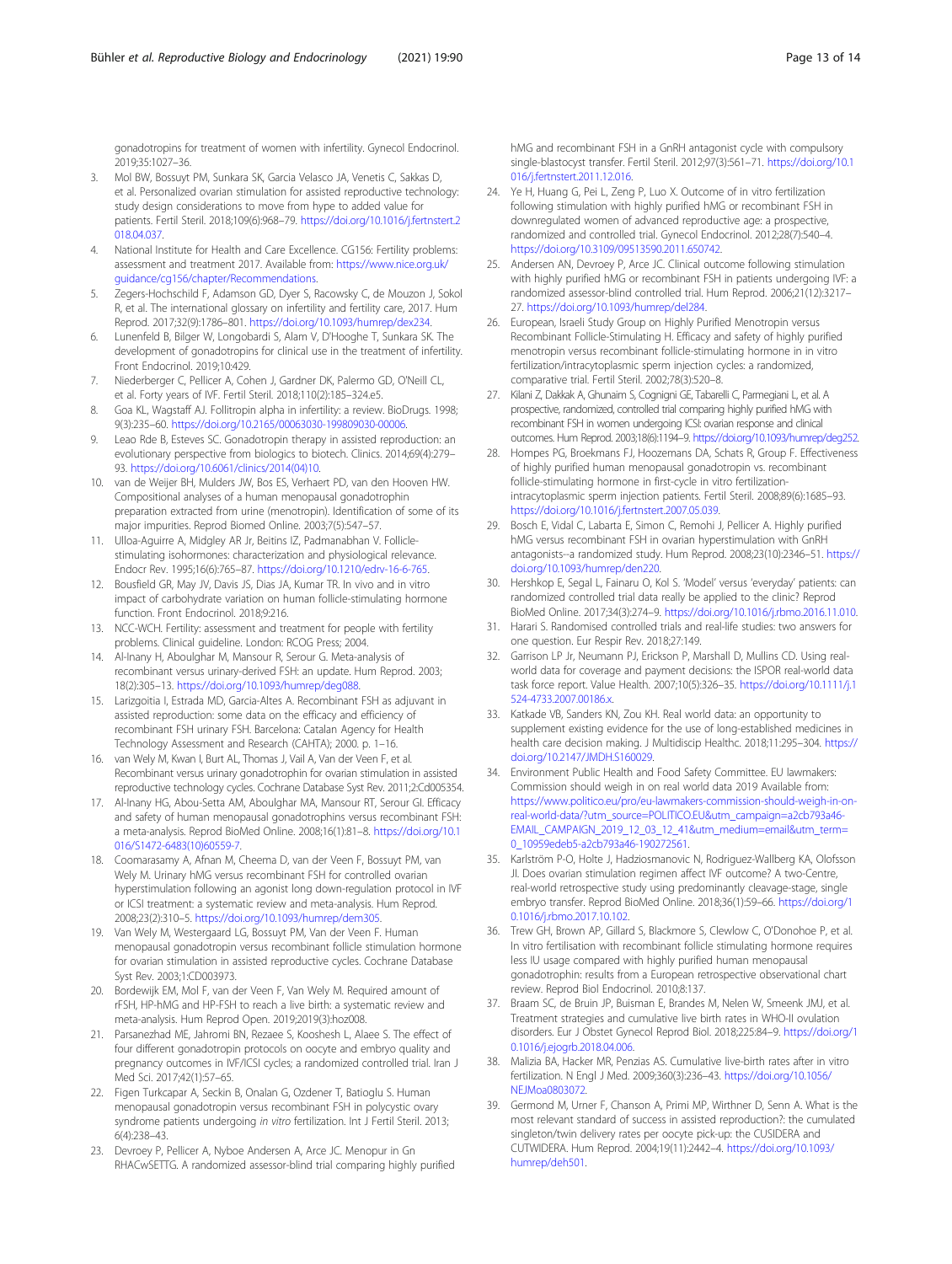gonadotropins for treatment of women with infertility. Gynecol Endocrinol. 2019;35:1027–36.

3. Mol BW, Bossuyt PM, Sunkara SK, Garcia Velasco JA, Venetis C, Sakkas D, et al. Personalized ovarian stimulation for assisted reproductive technology: study design considerations to move from hype to added value for patients. Fertil Steril. 2018;109(6):968–79. https://doi.org/10.1016/j.fertnstert.2018.04.037.
4. National Institute for Health and Care Excellence. CG156: Fertility problems: assessment and treatment 2017. Available from: https://www.nice.org.uk/guidance/cg156/chapter/Recommendations.
5. Zegers-Hochschild F, Adamson GD, Dyer S, Racowsky C, de Mouzon J, Sokol R, et al. The international glossary on infertility and fertility care, 2017. Hum Reprod. 2017;32(9):1786–801. https://doi.org/10.1093/humrep/dex234.
6. Lunenfeld B, Bilger W, Longobardi S, Alam V, D'Hooghe T, Sunkara SK. The development of gonadotropins for clinical use in the treatment of infertility. Front Endocrinol. 2019;10:429.
7. Niederberger C, Pellicer A, Cohen J, Gardner DK, Palermo GD, O'Neill CL, et al. Forty years of IVF. Fertil Steril. 2018;110(2):185–324.e5.
8. Goa KL, Wagstaff AJ. Follitropin alpha in infertility: a review. BioDrugs. 1998; 9(3):235–60. https://doi.org/10.2165/00063030-199809030-00006.
9. Leao Rde B, Esteves SC. Gonadotropin therapy in assisted reproduction: an evolutionary perspective from biologics to biotech. Clinics. 2014;69(4):279–93. https://doi.org/10.6061/clinics/2014(04)10.
10. van de Weijer BH, Mulders JW, Bos ES, Verhaert PD, van den Hooven HW. Compositional analyses of a human menopausal gonadotrophin preparation extracted from urine (menotropin). Identification of some of its major impurities. Reprod Biomed Online. 2003;7(5):547–57.
11. Ulloa-Aguirre A, Midgley AR Jr, Beitins IZ, Padmanabhan V. Follicle-stimulating isohormones: characterization and physiological relevance. Endocr Rev. 1995;16(6):765–87. https://doi.org/10.1210/edrv-16-6-765.
12. Bousfield GR, May JV, Davis JS, Dias JA, Kumar TR. In vivo and in vitro impact of carbohydrate variation on human follicle-stimulating hormone function. Front Endocrinol. 2018;9:216.
13. NCC-WCH. Fertility: assessment and treatment for people with fertility problems. Clinical guideline. London: RCOG Press; 2004.
14. Al-Inany H, Aboulghar M, Mansour R, Serour G. Meta-analysis of recombinant versus urinary-derived FSH: an update. Hum Reprod. 2003; 18(2):305–13. https://doi.org/10.1093/humrep/deg088.
15. Larizgoitia I, Estrada MD, Garcia-Altes A. Recombinant FSH as adjuvant in assisted reproduction: some data on the efficacy and efficiency of recombinant FSH urinary FSH. Barcelona: Catalan Agency for Health Technology Assessment and Research (CAHTA); 2000. p. 1–16.
16. van Wely M, Kwan I, Burt AL, Thomas J, Vail A, Van der Veen F, et al. Recombinant versus urinary gonadotrophin for ovarian stimulation in assisted reproductive technology cycles. Cochrane Database Syst Rev. 2011;2:Cd005354.
17. Al-Inany HG, Abou-Setta AM, Aboulghar MA, Mansour RT, Serour GI. Efficacy and safety of human menopausal gonadotrophins versus recombinant FSH: a meta-analysis. Reprod BioMed Online. 2008;16(1):81–8. https://doi.org/10.1016/S1472-6483(10)60559-7.
18. Coomarasamy A, Afnan M, Cheema D, van der Veen F, Bossuyt PM, van Wely M. Urinary hMG versus recombinant FSH for controlled ovarian hyperstimulation following an agonist long down-regulation protocol in IVF or ICSI treatment: a systematic review and meta-analysis. Hum Reprod. 2008;23(2):310–5. https://doi.org/10.1093/humrep/dem305.
19. Van Wely M, Westergaard LG, Bossuyt PM, Van der Veen F. Human menopausal gonadotropin versus recombinant follicle stimulation hormone for ovarian stimulation in assisted reproductive cycles. Cochrane Database Syst Rev. 2003;1:CD003973.
20. Bordewijk EM, Mol F, van der Veen F, Van Wely M. Required amount of rFSH, HP-hMG and HP-FSH to reach a live birth: a systematic review and meta-analysis. Hum Reprod Open. 2019;2019(3):hoz008.
21. Parsanezhad ME, Jahromi BN, Rezaee S, Kooshesh L, Alaee S. The effect of four different gonadotropin protocols on oocyte and embryo quality and pregnancy outcomes in IVF/ICSI cycles; a randomized controlled trial. Iran J Med Sci. 2017;42(1):57–65.
22. Figen Turkcapar A, Seckin B, Onalan G, Ozdener T, Batioglu S. Human menopausal gonadotropin versus recombinant FSH in polycystic ovary syndrome patients undergoing *in vitro* fertilization. Int J Fertil Steril. 2013; 6(4):238–43.
23. Devroey P, Pellicer A, Nyboe Andersen A, Arce JC. Menopur in Gn RHACwSETTG. A randomized assessor-blind trial comparing highly purified hMG and recombinant FSH in a GnRH antagonist cycle with compulsory single-blastocyst transfer. Fertil Steril. 2012;97(3):561–71. https://doi.org/10.1016/j.fertnstert.2011.12.016.
24. Ye H, Huang G, Pei L, Zeng P, Luo X. Outcome of in vitro fertilization following stimulation with highly purified hMG or recombinant FSH in downregulated women of advanced reproductive age: a prospective, randomized and controlled trial. Gynecol Endocrinol. 2012;28(7):540–4. https://doi.org/10.3109/09513590.2011.650742.
25. Andersen AN, Devroey P, Arce JC. Clinical outcome following stimulation with highly purified hMG or recombinant FSH in patients undergoing IVF: a randomized assessor-blind controlled trial. Hum Reprod. 2006;21(12):3217–27. https://doi.org/10.1093/humrep/del284.
26. European, Israeli Study Group on Highly Purified Menotropin versus Recombinant Follicle-Stimulating H. Efficacy and safety of highly purified menotropin versus recombinant follicle-stimulating hormone in in vitro fertilization/intracytoplasmic sperm injection cycles: a randomized, comparative trial. Fertil Steril. 2002;78(3):520–8.
27. Kilani Z, Dakkak A, Ghunaim S, Cognigni GE, Tabarelli C, Parmegiani L, et al. A prospective, randomized, controlled trial comparing highly purified hMG with recombinant FSH in women undergoing ICSI: ovarian response and clinical outcomes. Hum Reprod. 2003;18(6):1194–9. https://doi.org/10.1093/humrep/deg252.
28. Hompes PG, Broekmans FJ, Hoozemans DA, Schats R, Group F. Effectiveness of highly purified human menopausal gonadotropin vs. recombinant follicle-stimulating hormone in first-cycle in vitro fertilization-intracytoplasmic sperm injection patients. Fertil Steril. 2008;89(6):1685–93. https://doi.org/10.1016/j.fertnstert.2007.05.039.
29. Bosch E, Vidal C, Labarta E, Simon C, Remohi J, Pellicer A. Highly purified hMG versus recombinant FSH in ovarian hyperstimulation with GnRH antagonists--a randomized study. Hum Reprod. 2008;23(10):2346–51. https://doi.org/10.1093/humrep/den220.
30. Hershkop E, Segal L, Fainaru O, Kol S. 'Model' versus 'everyday' patients: can randomized controlled trial data really be applied to the clinic? Reprod BioMed Online. 2017;34(3):274–9. https://doi.org/10.1016/j.rbmo.2016.11.010.
31. Harari S. Randomised controlled trials and real-life studies: two answers for one question. Eur Respir Rev. 2018;27:149.
32. Garrison LP Jr, Neumann PJ, Erickson P, Marshall D, Mullins CD. Using real-world data for coverage and payment decisions: the ISPOR real-world data task force report. Value Health. 2007;10(5):326–35. https://doi.org/10.1111/j.1524-4733.2007.00186.x.
33. Katkade VB, Sanders KN, Zou KH. Real world data: an opportunity to supplement existing evidence for the use of long-established medicines in health care decision making. J Multidiscip Healthc. 2018;11:295–304. https://doi.org/10.2147/JMDH.S160029.
34. Environment Public Health and Food Safety Committee. EU lawmakers: Commission should weigh in on real world data 2019 Available from: https://www.politico.eu/pro/eu-lawmakers-commission-should-weigh-in-on-real-world-data/?utm_source=POLITICO.EU&utm_campaign=a2cb793a46-EMAIL_CAMPAIGN_2019_12_03_12_41&utm_medium=email&utm_term=0_10959edeb5-a2cb793a46-190272561.
35. Karlström P-O, Holte J, Hadziosmanovic N, Rodriguez-Wallberg KA, Olofsson JI. Does ovarian stimulation regimen affect IVF outcome? A two-Centre, real-world retrospective study using predominantly cleavage-stage, single embryo transfer. Reprod BioMed Online. 2018;36(1):59–66. https://doi.org/10.1016/j.rbmo.2017.10.102.
36. Trew GH, Brown AP, Gillard S, Blackmore S, Clewlow C, O'Donohoe P, et al. In vitro fertilisation with recombinant follicle stimulating hormone requires less IU usage compared with highly purified human menopausal gonadotrophin: results from a European retrospective observational chart review. Reprod Biol Endocrinol. 2010;8:137.
37. Braam SC, de Bruin JP, Buisman E, Brandes M, Nelen W, Smeenk JMJ, et al. Treatment strategies and cumulative live birth rates in WHO-II ovulation disorders. Eur J Obstet Gynecol Reprod Biol. 2018;225:84–9. https://doi.org/10.1016/j.ejogrb.2018.04.006.
38. Malizia BA, Hacker MR, Penzias AS. Cumulative live-birth rates after in vitro fertilization. N Engl J Med. 2009;360(3):236–43. https://doi.org/10.1056/NEJMoa0803072.
39. Germond M, Urner F, Chanson A, Primi MP, Wirthner D, Senn A. What is the most relevant standard of success in assisted reproduction?: the cumulated singleton/twin delivery rates per oocyte pick-up: the CUSIDERA and CUTWIDERA. Hum Reprod. 2004;19(11):2442–4. https://doi.org/10.1093/humrep/deh501.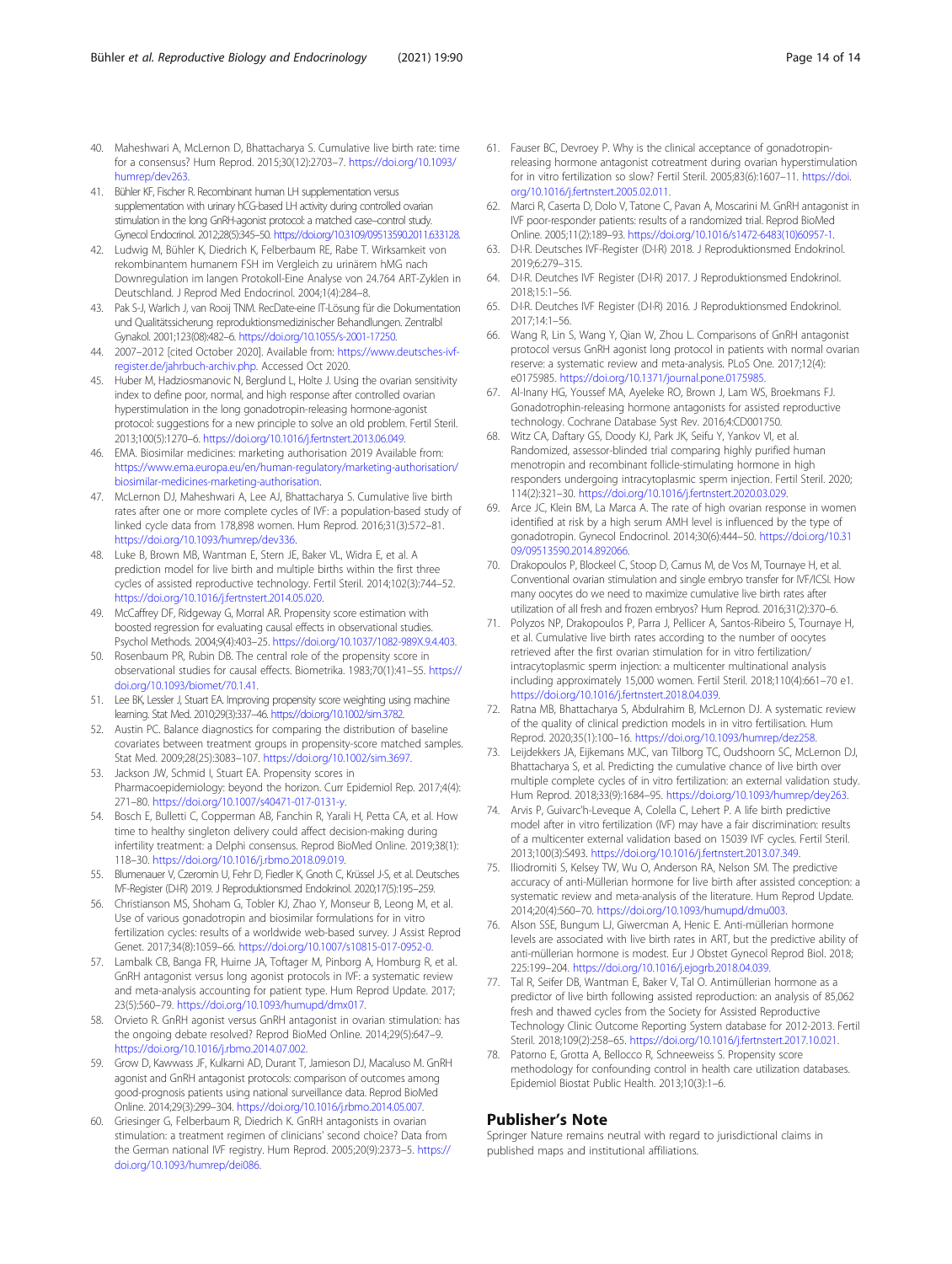40. Maheshwari A, McLernon D, Bhattacharya S. Cumulative live birth rate: time for a consensus? Hum Reprod. 2015;30(12):2703–7. https://doi.org/10.1093/humrep/dev263.
41. Bühler KF, Fischer R. Recombinant human LH supplementation versus supplementation with urinary hCG-based LH activity during controlled ovarian stimulation in the long GnRH-agonist protocol: a matched case–control study. Gynecol Endocrinol. 2012;28(5):345–50. https://doi.org/10.3109/09513590.2011.633128.
42. Ludwig M, Bühler K, Diedrich K, Felberbaum RE, Rabe T. Wirksamkeit von rekombinantem humanem FSH im Vergleich zu urinärem hMG nach Downregulation im langen Protokoll-Eine Analyse von 24.764 ART-Zyklen in Deutschland. J Reprod Med Endocrinol. 2004;1(4):284–8.
43. Pak S-J, Warlich J, van Rooij TNM. RecDate-eine IT-Lösung für die Dokumentation und Qualitätssicherung reproduktionsmedizinischer Behandlungen. Zentralbl Gynakol. 2001;123(08):482–6. https://doi.org/10.1055/s-2001-17250.
44. 2007–2012 [cited October 2020]. Available from: https://www.deutsches-ivf-register.de/jahrbuch-archiv.php. Accessed Oct 2020.
45. Huber M, Hadziosmanovic N, Berglund L, Holte J. Using the ovarian sensitivity index to define poor, normal, and high response after controlled ovarian hyperstimulation in the long gonadotropin-releasing hormone-agonist protocol: suggestions for a new principle to solve an old problem. Fertil Steril. 2013;100(5):1270–6. https://doi.org/10.1016/j.fertnstert.2013.06.049.
46. EMA. Biosimilar medicines: marketing authorisation 2019 Available from: https://www.ema.europa.eu/en/human-regulatory/marketing-authorisation/biosimilar-medicines-marketing-authorisation.
47. McLernon DJ, Maheshwari A, Lee AJ, Bhattacharya S. Cumulative live birth rates after one or more complete cycles of IVF: a population-based study of linked cycle data from 178,898 women. Hum Reprod. 2016;31(3):572–81. https://doi.org/10.1093/humrep/dev336.
48. Luke B, Brown MB, Wantman E, Stern JE, Baker VL, Widra E, et al. A prediction model for live birth and multiple births within the first three cycles of assisted reproductive technology. Fertil Steril. 2014;102(3):744–52. https://doi.org/10.1016/j.fertnstert.2014.05.020.
49. McCaffrey DF, Ridgeway G, Morral AR. Propensity score estimation with boosted regression for evaluating causal effects in observational studies. Psychol Methods. 2004;9(4):403–25. https://doi.org/10.1037/1082-989X.9.4.403.
50. Rosenbaum PR, Rubin DB. The central role of the propensity score in observational studies for causal effects. Biometrika. 1983;70(1):41–55. https://doi.org/10.1093/biomet/70.1.41.
51. Lee BK, Lessler J, Stuart EA. Improving propensity score weighting using machine learning. Stat Med. 2010;29(3):337–46. https://doi.org/10.1002/sim.3782.
52. Austin PC. Balance diagnostics for comparing the distribution of baseline covariates between treatment groups in propensity-score matched samples. Stat Med. 2009;28(25):3083–107. https://doi.org/10.1002/sim.3697.
53. Jackson JW, Schmid I, Stuart EA. Propensity scores in Pharmacoepidemiology: beyond the horizon. Curr Epidemiol Rep. 2017;4(4):271–80. https://doi.org/10.1007/s40471-017-0131-y.
54. Bosch E, Bulletti C, Copperman AB, Fanchin R, Yarali H, Petta CA, et al. How time to healthy singleton delivery could affect decision-making during infertility treatment: a Delphi consensus. Reprod BioMed Online. 2019;38(1):118–30. https://doi.org/10.1016/j.rbmo.2018.09.019.
55. Blumenauer V, Czeromin U, Fehr D, Fiedler K, Gnoth C, Krüssel J-S, et al. Deutsches IVF-Register (D·I·R) 2019. J Reproduktionsmed Endokrinol. 2020;17(5):195–259.
56. Christianson MS, Shoham G, Tobler KJ, Zhao Y, Monseur B, Leong M, et al. Use of various gonadotropin and biosimilar formulations for in vitro fertilization cycles: results of a worldwide web-based survey. J Assist Reprod Genet. 2017;34(8):1059–66. https://doi.org/10.1007/s10815-017-0952-0.
57. Lambalk CB, Banga FR, Huirne JA, Toftager M, Pinborg A, Homburg R, et al. GnRH antagonist versus long agonist protocols in IVF: a systematic review and meta-analysis accounting for patient type. Hum Reprod Update. 2017;23(5):560–79. https://doi.org/10.1093/humupd/dmx017.
58. Orvieto R. GnRH agonist versus GnRH antagonist in ovarian stimulation: has the ongoing debate resolved? Reprod BioMed Online. 2014;29(5):647–9. https://doi.org/10.1016/j.rbmo.2014.07.002.
59. Grow D, Kawwass JF, Kulkarni AD, Durant T, Jamieson DJ, Macaluso M. GnRH agonist and GnRH antagonist protocols: comparison of outcomes among good-prognosis patients using national surveillance data. Reprod BioMed Online. 2014;29(3):299–304. https://doi.org/10.1016/j.rbmo.2014.05.007.
60. Griesinger G, Felberbaum R, Diedrich K. GnRH antagonists in ovarian stimulation: a treatment regimen of clinicians' second choice? Data from the German national IVF registry. Hum Reprod. 2005;20(9):2373–5. https://doi.org/10.1093/humrep/dei086.
61. Fauser BC, Devroey P. Why is the clinical acceptance of gonadotropin-releasing hormone antagonist cotreatment during ovarian hyperstimulation for in vitro fertilization so slow? Fertil Steril. 2005;83(6):1607–11. https://doi.org/10.1016/j.fertnstert.2005.02.011.
62. Marci R, Caserta D, Dolo V, Tatone C, Pavan A, Moscarini M. GnRH antagonist in IVF poor-responder patients: results of a randomized trial. Reprod BioMed Online. 2005;11(2):189–93. https://doi.org/10.1016/s1472-6483(10)60957-1.
63. D·I·R. Deutsches IVF-Register (D·I·R) 2018. J Reproduktionsmed Endokrinol. 2019;6:279–315.
64. D·I·R. Deutches IVF Register (D·I·R) 2017. J Reproduktionsmed Endokrinol. 2018;15:1–56.
65. D·I·R. Deutches IVF Register (D·I·R) 2016. J Reproduktionsmed Endokrinol. 2017;14:1–56.
66. Wang R, Lin S, Wang Y, Qian W, Zhou L. Comparisons of GnRH antagonist protocol versus GnRH agonist long protocol in patients with normal ovarian reserve: a systematic review and meta-analysis. PLoS One. 2017;12(4):e0175985. https://doi.org/10.1371/journal.pone.0175985.
67. Al-Inany HG, Youssef MA, Ayeleke RO, Brown J, Lam WS, Broekmans FJ. Gonadotrophin-releasing hormone antagonists for assisted reproductive technology. Cochrane Database Syst Rev. 2016;4:CD001750.
68. Witz CA, Daftary GS, Doody KJ, Park JK, Seifu Y, Yankov VI, et al. Randomized, assessor-blinded trial comparing highly purified human menotropin and recombinant follicle-stimulating hormone in high responders undergoing intracytoplasmic sperm injection. Fertil Steril. 2020;114(2):321–30. https://doi.org/10.1016/j.fertnstert.2020.03.029.
69. Arce JC, Klein BM, La Marca A. The rate of high ovarian response in women identified at risk by a high serum AMH level is influenced by the type of gonadotropin. Gynecol Endocrinol. 2014;30(6):444–50. https://doi.org/10.3109/09513590.2014.892066.
70. Drakopoulos P, Blockeel C, Stoop D, Camus M, de Vos M, Tournaye H, et al. Conventional ovarian stimulation and single embryo transfer for IVF/ICSI. How many oocytes do we need to maximize cumulative live birth rates after utilization of all fresh and frozen embryos? Hum Reprod. 2016;31(2):370–6.
71. Polyzos NP, Drakopoulos P, Parra J, Pellicer A, Santos-Ribeiro S, Tournaye H, et al. Cumulative live birth rates according to the number of oocytes retrieved after the first ovarian stimulation for in vitro fertilization/intracytoplasmic sperm injection: a multicenter multinational analysis including approximately 15,000 women. Fertil Steril. 2018;110(4):661–70 e1. https://doi.org/10.1016/j.fertnstert.2018.04.039.
72. Ratna MB, Bhattacharya S, Abdulrahim B, McLernon DJ. A systematic review of the quality of clinical prediction models in in vitro fertilisation. Hum Reprod. 2020;35(1):100–16. https://doi.org/10.1093/humrep/dez258.
73. Leijdekkers JA, Eijkemans MJC, van Tilborg TC, Oudshoorn SC, McLernon DJ, Bhattacharya S, et al. Predicting the cumulative chance of live birth over multiple complete cycles of in vitro fertilization: an external validation study. Hum Reprod. 2018;33(9):1684–95. https://doi.org/10.1093/humrep/dey263.
74. Arvis P, Guivarc'h-Leveque A, Colella C, Lehert P. A life birth predictive model after in vitro fertilization (IVF) may have a fair discrimination: results of a multicenter external validation based on 15039 IVF cycles. Fertil Steril. 2013;100(3):S493. https://doi.org/10.1016/j.fertnstert.2013.07.349.
75. Iliodromiti S, Kelsey TW, Wu O, Anderson RA, Nelson SM. The predictive accuracy of anti-Müllerian hormone for live birth after assisted conception: a systematic review and meta-analysis of the literature. Hum Reprod Update. 2014;20(4):560–70. https://doi.org/10.1093/humupd/dmu003.
76. Alson SSE, Bungum LJ, Giwercman A, Henic E. Anti-müllerian hormone levels are associated with live birth rates in ART, but the predictive ability of anti-müllerian hormone is modest. Eur J Obstet Gynecol Reprod Biol. 2018;225:199–204. https://doi.org/10.1016/j.ejogrb.2018.04.039.
77. Tal R, Seifer DB, Wantman E, Baker V, Tal O. Antimüllerian hormone as a predictor of live birth following assisted reproduction: an analysis of 85,062 fresh and thawed cycles from the Society for Assisted Reproductive Technology Clinic Outcome Reporting System database for 2012-2013. Fertil Steril. 2018;109(2):258–65. https://doi.org/10.1016/j.fertnstert.2017.10.021.
78. Patorno E, Grotta A, Bellocco R, Schneeweiss S. Propensity score methodology for confounding control in health care utilization databases. Epidemiol Biostat Public Health. 2013;10(3):1–6.

## Publisher's Note

Springer Nature remains neutral with regard to jurisdictional claims in published maps and institutional affiliations.